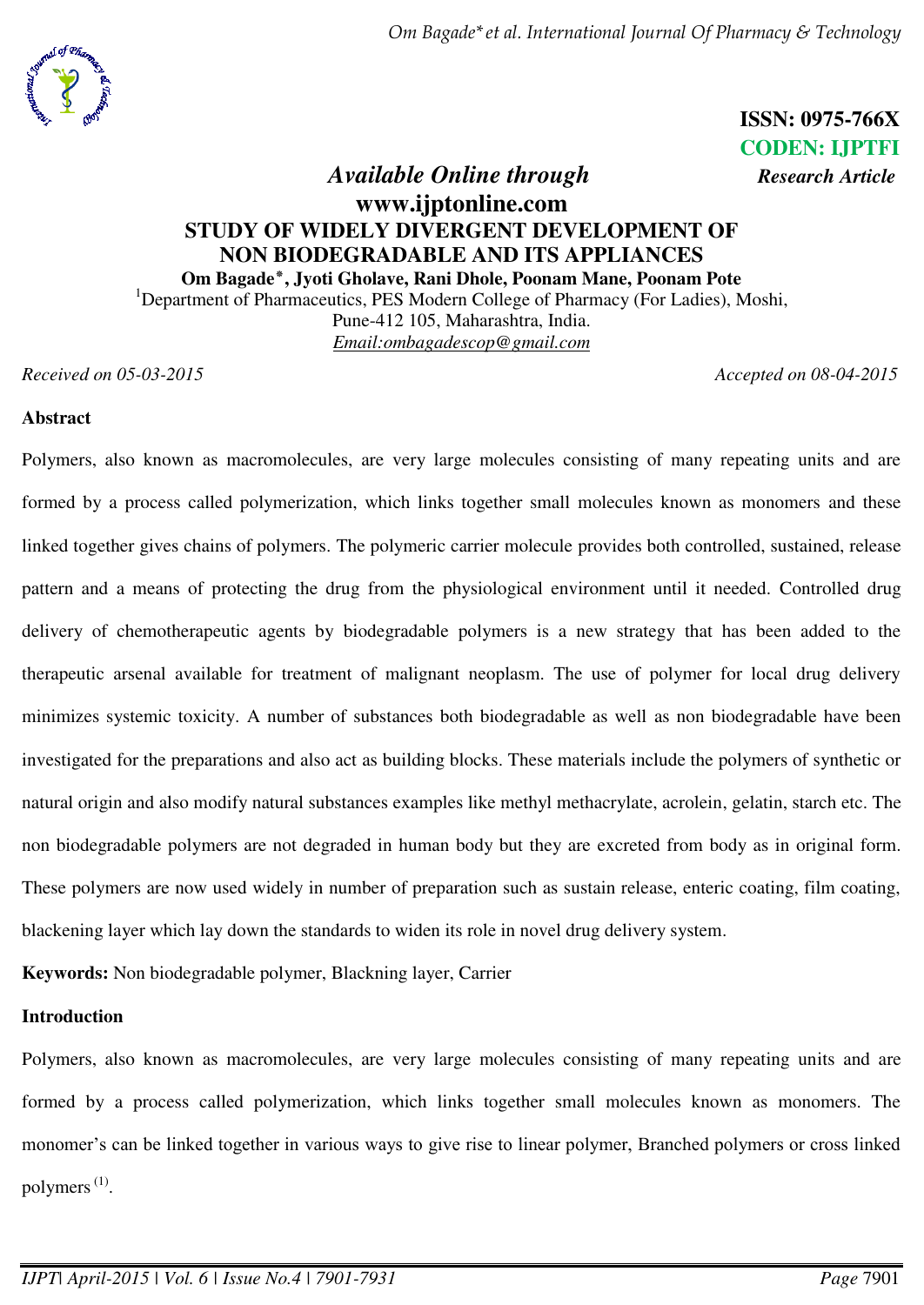ISSN: 0975-766X
CODEN: IJPTFI
*Research Article*

*Available Online through*
**www.ijptonline.com**

# STUDY OF WIDELY DIVERGENT DEVELOPMENT OF NON BIODEGRADABLE AND ITS APPLIANCES

**Om Bagade*, Jyoti Gholave, Rani Dhole, Poonam Mane, Poonam Pote**

[1]Department of Pharmaceutics, PES Modern College of Pharmacy (For Ladies), Moshi, Pune-412 105, Maharashtra, India.
Email:ombagadescop@gmail.com

*Received on 05-03-2015* *Accepted on 08-04-2015*

## Abstract

Polymers, also known as macromolecules, are very large molecules consisting of many repeating units and are formed by a process called polymerization, which links together small molecules known as monomers and these linked together gives chains of polymers. The polymeric carrier molecule provides both controlled, sustained, release pattern and a means of protecting the drug from the physiological environment until it needed. Controlled drug delivery of chemotherapeutic agents by biodegradable polymers is a new strategy that has been added to the therapeutic arsenal available for treatment of malignant neoplasm. The use of polymer for local drug delivery minimizes systemic toxicity. A number of substances both biodegradable as well as non biodegradable have been investigated for the preparations and also act as building blocks. These materials include the polymers of synthetic or natural origin and also modify natural substances examples like methyl methacrylate, acrolein, gelatin, starch etc. The non biodegradable polymers are not degraded in human body but they are excreted from body as in original form. These polymers are now used widely in number of preparation such as sustain release, enteric coating, film coating, blackening layer which lay down the standards to widen its role in novel drug delivery system.

**Keywords:** Non biodegradable polymer, Blackning layer, Carrier

## Introduction

Polymers, also known as macromolecules, are very large molecules consisting of many repeating units and are formed by a process called polymerization, which links together small molecules known as monomers. The monomer's can be linked together in various ways to give rise to linear polymer, Branched polymers or cross linked polymers [1].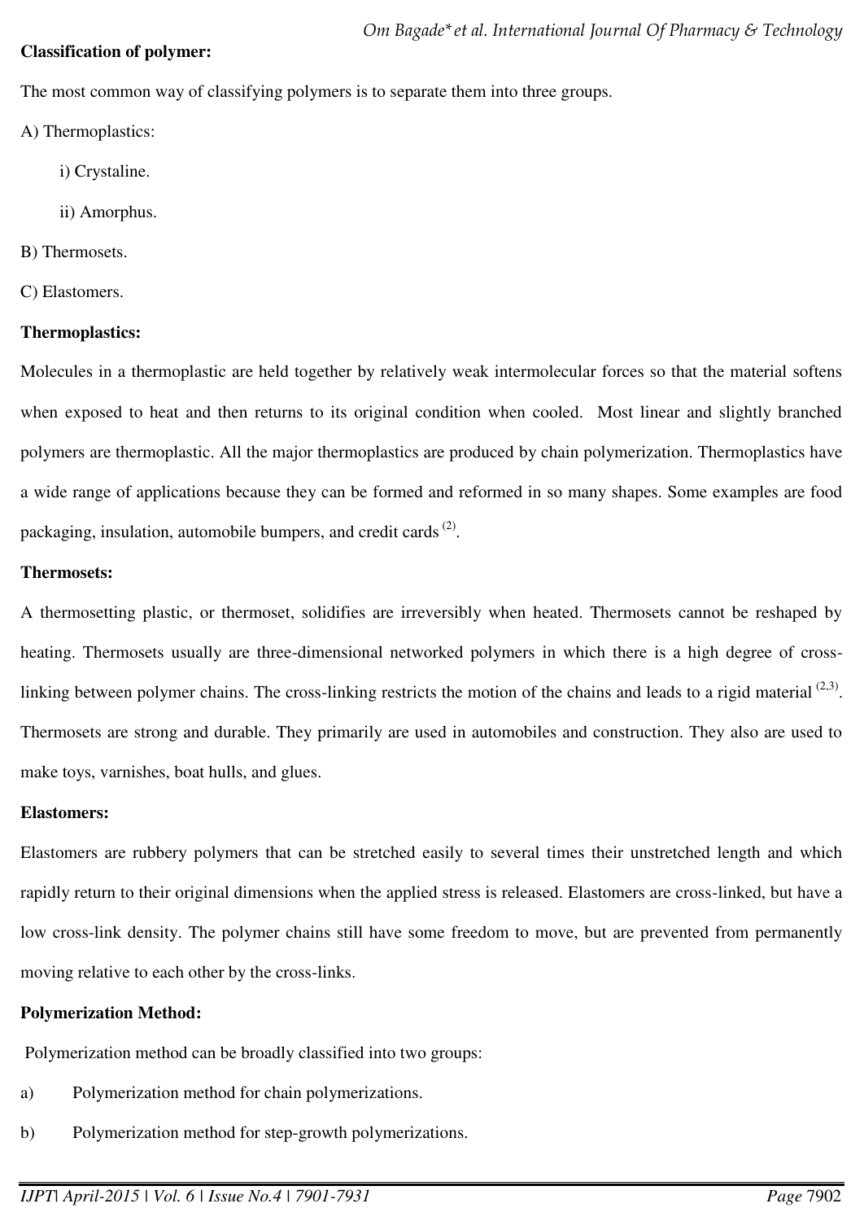**Classification of polymer:**

The most common way of classifying polymers is to separate them into three groups.

A) Thermoplastics:

i) Crystaline.

ii) Amorphus.

B) Thermosets.

C) Elastomers.

**Thermoplastics:**

Molecules in a thermoplastic are held together by relatively weak intermolecular forces so that the material softens when exposed to heat and then returns to its original condition when cooled. Most linear and slightly branched polymers are thermoplastic. All the major thermoplastics are produced by chain polymerization. Thermoplastics have a wide range of applications because they can be formed and reformed in so many shapes. Some examples are food packaging, insulation, automobile bumpers, and credit cards [2].

**Thermosets:**

A thermosetting plastic, or thermoset, solidifies are irreversibly when heated. Thermosets cannot be reshaped by heating. Thermosets usually are three-dimensional networked polymers in which there is a high degree of cross-linking between polymer chains. The cross-linking restricts the motion of the chains and leads to a rigid material [2,3]. Thermosets are strong and durable. They primarily are used in automobiles and construction. They also are used to make toys, varnishes, boat hulls, and glues.

**Elastomers:**

Elastomers are rubbery polymers that can be stretched easily to several times their unstretched length and which rapidly return to their original dimensions when the applied stress is released. Elastomers are cross-linked, but have a low cross-link density. The polymer chains still have some freedom to move, but are prevented from permanently moving relative to each other by the cross-links.

**Polymerization Method:**

Polymerization method can be broadly classified into two groups:

a) Polymerization method for chain polymerizations.

b) Polymerization method for step-growth polymerizations.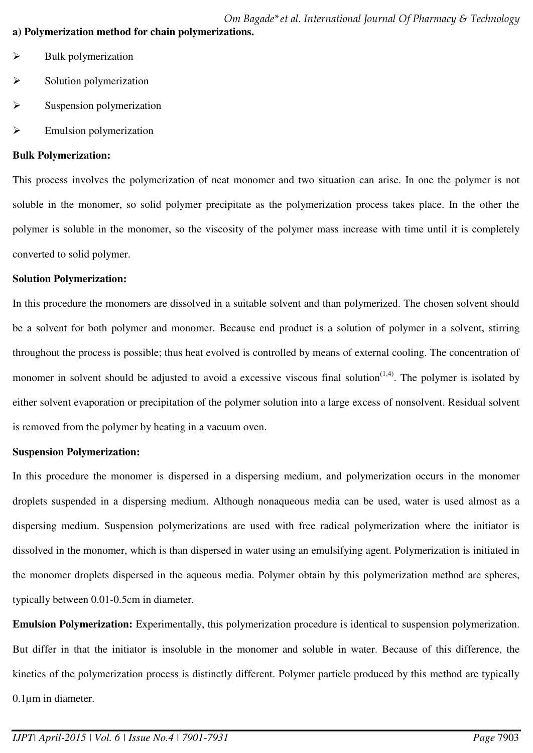**a) Polymerization method for chain polymerizations.**

- Bulk polymerization
- Solution polymerization
- Suspension polymerization
- Emulsion polymerization

**Bulk Polymerization:**

This process involves the polymerization of neat monomer and two situation can arise. In one the polymer is not soluble in the monomer, so solid polymer precipitate as the polymerization process takes place. In the other the polymer is soluble in the monomer, so the viscosity of the polymer mass increase with time until it is completely converted to solid polymer.

**Solution Polymerization:**

In this procedure the monomers are dissolved in a suitable solvent and than polymerized. The chosen solvent should be a solvent for both polymer and monomer. Because end product is a solution of polymer in a solvent, stirring throughout the process is possible; thus heat evolved is controlled by means of external cooling. The concentration of monomer in solvent should be adjusted to avoid a excessive viscous final solution[1,4]. The polymer is isolated by either solvent evaporation or precipitation of the polymer solution into a large excess of nonsolvent. Residual solvent is removed from the polymer by heating in a vacuum oven.

**Suspension Polymerization:**

In this procedure the monomer is dispersed in a dispersing medium, and polymerization occurs in the monomer droplets suspended in a dispersing medium. Although nonaqueous media can be used, water is used almost as a dispersing medium. Suspension polymerizations are used with free radical polymerization where the initiator is dissolved in the monomer, which is than dispersed in water using an emulsifying agent. Polymerization is initiated in the monomer droplets dispersed in the aqueous media. Polymer obtain by this polymerization method are spheres, typically between 0.01-0.5cm in diameter.

**Emulsion Polymerization:** Experimentally, this polymerization procedure is identical to suspension polymerization. But differ in that the initiator is insoluble in the monomer and soluble in water. Because of this difference, the kinetics of the polymerization process is distinctly different. Polymer particle produced by this method are typically 0.1µm in diameter.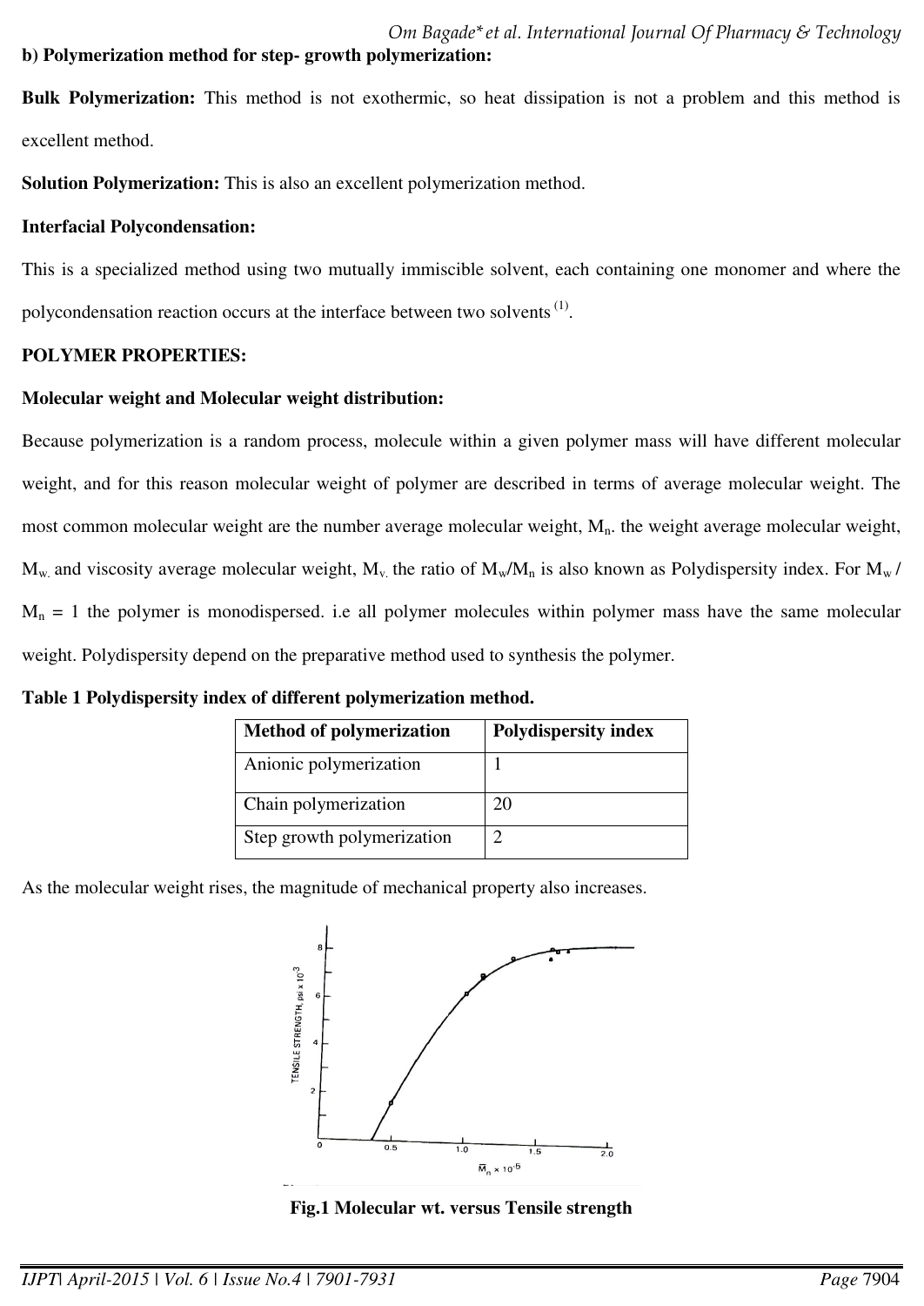**b) Polymerization method for step- growth polymerization:**

**Bulk Polymerization:** This method is not exothermic, so heat dissipation is not a problem and this method is excellent method.

**Solution Polymerization:** This is also an excellent polymerization method.

**Interfacial Polycondensation:**

This is a specialized method using two mutually immiscible solvent, each containing one monomer and where the polycondensation reaction occurs at the interface between two solvents [1].

**POLYMER PROPERTIES:**

**Molecular weight and Molecular weight distribution:**

Because polymerization is a random process, molecule within a given polymer mass will have different molecular weight, and for this reason molecular weight of polymer are described in terms of average molecular weight. The most common molecular weight are the number average molecular weight, $M_n$. the weight average molecular weight, $M_w$ and viscosity average molecular weight, $M_v$ the ratio of $M_w/M_n$ is also known as Polydispersity index. For $M_w / M_n = 1$ the polymer is monodispersed. i.e all polymer molecules within polymer mass have the same molecular weight. Polydispersity depend on the preparative method used to synthesis the polymer.

**Table 1 Polydispersity index of different polymerization method.**

| Method of polymerization | Polydispersity index |
|---|---|
| Anionic polymerization | 1 |
| Chain polymerization | 20 |
| Step growth polymerization | 2 |

As the molecular weight rises, the magnitude of mechanical property also increases.

**Fig.1 Molecular wt. versus Tensile strength**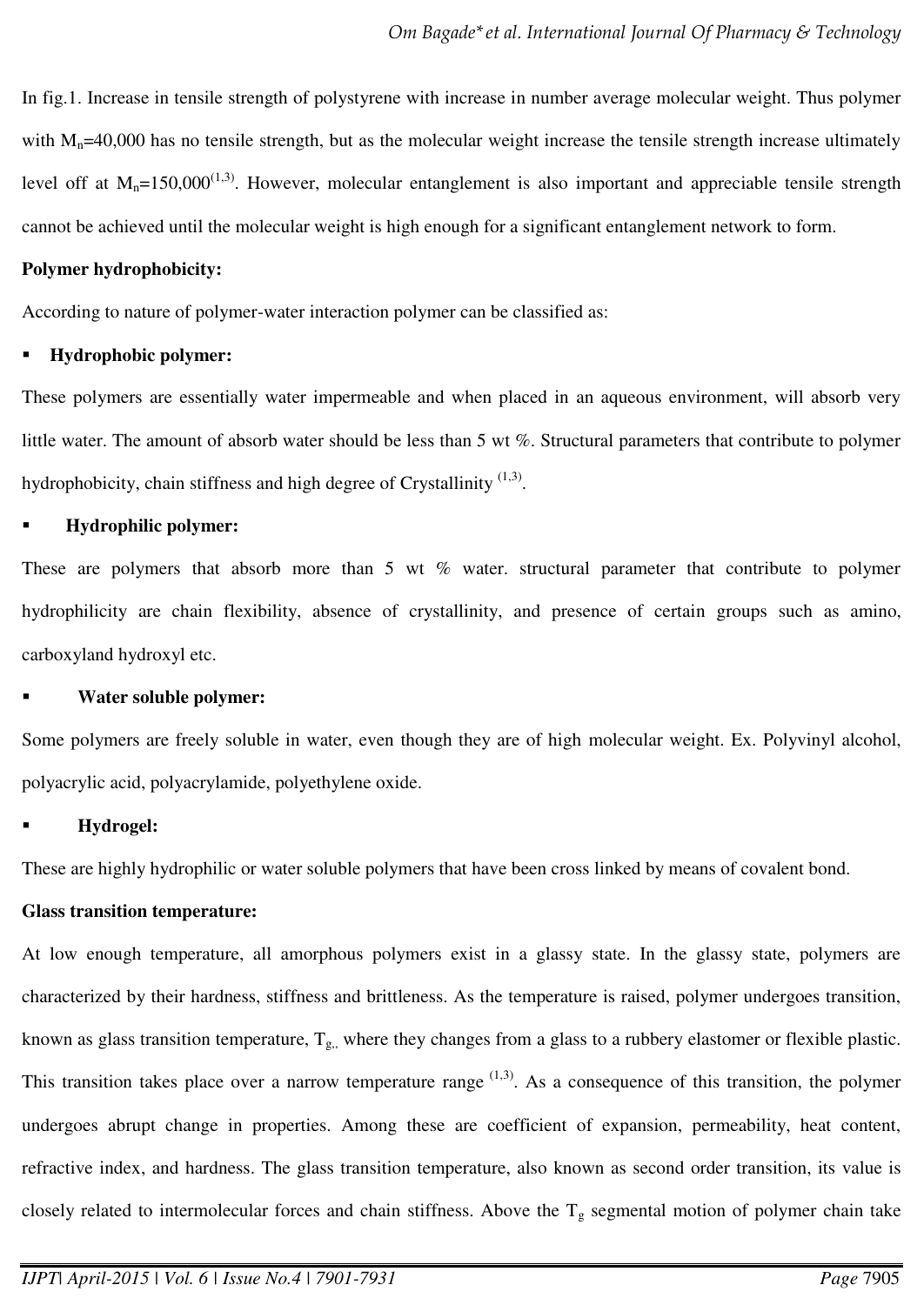In fig.1. Increase in tensile strength of polystyrene with increase in number average molecular weight. Thus polymer with $M_n$=40,000 has no tensile strength, but as the molecular weight increase the tensile strength increase ultimately level off at $M_n$=150,000[1,3]. However, molecular entanglement is also important and appreciable tensile strength cannot be achieved until the molecular weight is high enough for a significant entanglement network to form.

**Polymer hydrophobicity:**

According to nature of polymer-water interaction polymer can be classified as:

- **Hydrophobic polymer:**

These polymers are essentially water impermeable and when placed in an aqueous environment, will absorb very little water. The amount of absorb water should be less than 5 wt %. Structural parameters that contribute to polymer hydrophobicity, chain stiffness and high degree of Crystallinity [1,3].

- **Hydrophilic polymer:**

These are polymers that absorb more than 5 wt % water. structural parameter that contribute to polymer hydrophilicity are chain flexibility, absence of crystallinity, and presence of certain groups such as amino, carboxyland hydroxyl etc.

- **Water soluble polymer:**

Some polymers are freely soluble in water, even though they are of high molecular weight. Ex. Polyvinyl alcohol, polyacrylic acid, polyacrylamide, polyethylene oxide.

- **Hydrogel:**

These are highly hydrophilic or water soluble polymers that have been cross linked by means of covalent bond.

**Glass transition temperature:**

At low enough temperature, all amorphous polymers exist in a glassy state. In the glassy state, polymers are characterized by their hardness, stiffness and brittleness. As the temperature is raised, polymer undergoes transition, known as glass transition temperature, $T_g$, where they changes from a glass to a rubbery elastomer or flexible plastic. This transition takes place over a narrow temperature range [1,3]. As a consequence of this transition, the polymer undergoes abrupt change in properties. Among these are coefficient of expansion, permeability, heat content, refractive index, and hardness. The glass transition temperature, also known as second order transition, its value is closely related to intermolecular forces and chain stiffness. Above the $T_g$ segmental motion of polymer chain take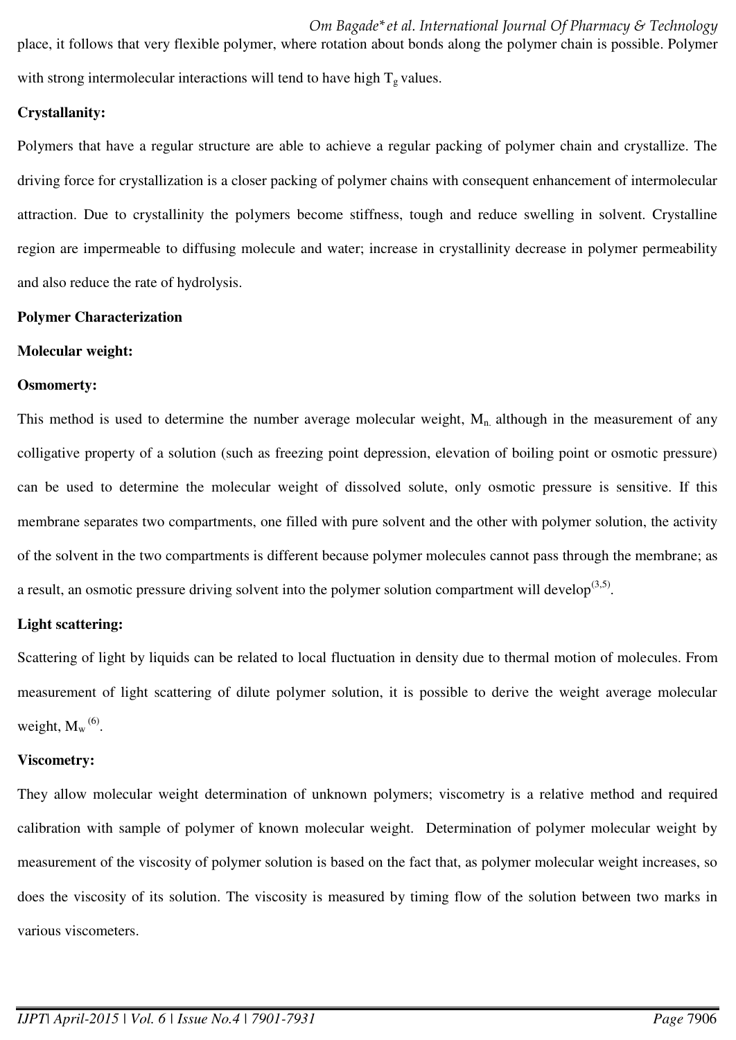place, it follows that very flexible polymer, where rotation about bonds along the polymer chain is possible. Polymer with strong intermolecular interactions will tend to have high $T_g$ values.

**Crystallanity:**

Polymers that have a regular structure are able to achieve a regular packing of polymer chain and crystallize. The driving force for crystallization is a closer packing of polymer chains with consequent enhancement of intermolecular attraction. Due to crystallinity the polymers become stiffness, tough and reduce swelling in solvent. Crystalline region are impermeable to diffusing molecule and water; increase in crystallinity decrease in polymer permeability and also reduce the rate of hydrolysis.

**Polymer Characterization**

**Molecular weight:**

**Osmomerty:**

This method is used to determine the number average molecular weight, $M_n$. although in the measurement of any colligative property of a solution (such as freezing point depression, elevation of boiling point or osmotic pressure) can be used to determine the molecular weight of dissolved solute, only osmotic pressure is sensitive. If this membrane separates two compartments, one filled with pure solvent and the other with polymer solution, the activity of the solvent in the two compartments is different because polymer molecules cannot pass through the membrane; as a result, an osmotic pressure driving solvent into the polymer solution compartment will develop[3,5].

**Light scattering:**

Scattering of light by liquids can be related to local fluctuation in density due to thermal motion of molecules. From measurement of light scattering of dilute polymer solution, it is possible to derive the weight average molecular weight, $M_w$ [6].

**Viscometry:**

They allow molecular weight determination of unknown polymers; viscometry is a relative method and required calibration with sample of polymer of known molecular weight. Determination of polymer molecular weight by measurement of the viscosity of polymer solution is based on the fact that, as polymer molecular weight increases, so does the viscosity of its solution. The viscosity is measured by timing flow of the solution between two marks in various viscometers.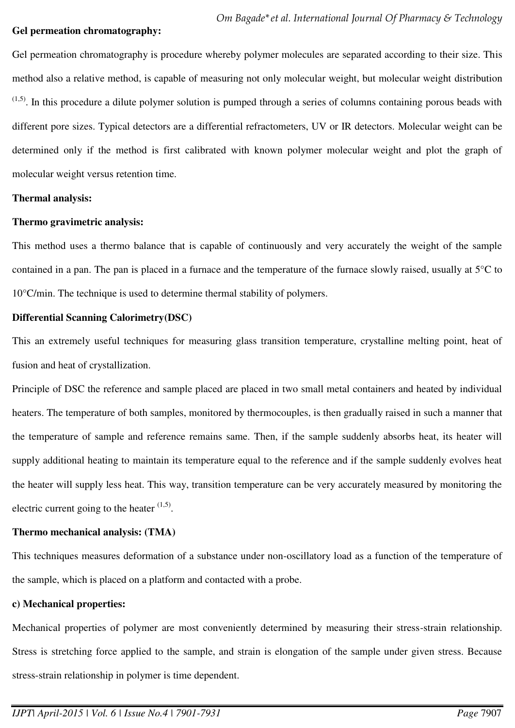**Gel permeation chromatography:**

Gel permeation chromatography is procedure whereby polymer molecules are separated according to their size. This method also a relative method, is capable of measuring not only molecular weight, but molecular weight distribution [1,5]. In this procedure a dilute polymer solution is pumped through a series of columns containing porous beads with different pore sizes. Typical detectors are a differential refractometers, UV or IR detectors. Molecular weight can be determined only if the method is first calibrated with known polymer molecular weight and plot the graph of molecular weight versus retention time.

**Thermal analysis:**

**Thermo gravimetric analysis:**

This method uses a thermo balance that is capable of continuously and very accurately the weight of the sample contained in a pan. The pan is placed in a furnace and the temperature of the furnace slowly raised, usually at 5°C to 10°C/min. The technique is used to determine thermal stability of polymers.

**Differential Scanning Calorimetry(DSC)**

This an extremely useful techniques for measuring glass transition temperature, crystalline melting point, heat of fusion and heat of crystallization.

Principle of DSC the reference and sample placed are placed in two small metal containers and heated by individual heaters. The temperature of both samples, monitored by thermocouples, is then gradually raised in such a manner that the temperature of sample and reference remains same. Then, if the sample suddenly absorbs heat, its heater will supply additional heating to maintain its temperature equal to the reference and if the sample suddenly evolves heat the heater will supply less heat. This way, transition temperature can be very accurately measured by monitoring the electric current going to the heater [1,5].

**Thermo mechanical analysis: (TMA)**

This techniques measures deformation of a substance under non-oscillatory load as a function of the temperature of the sample, which is placed on a platform and contacted with a probe.

**c) Mechanical properties:**

Mechanical properties of polymer are most conveniently determined by measuring their stress-strain relationship. Stress is stretching force applied to the sample, and strain is elongation of the sample under given stress. Because stress-strain relationship in polymer is time dependent.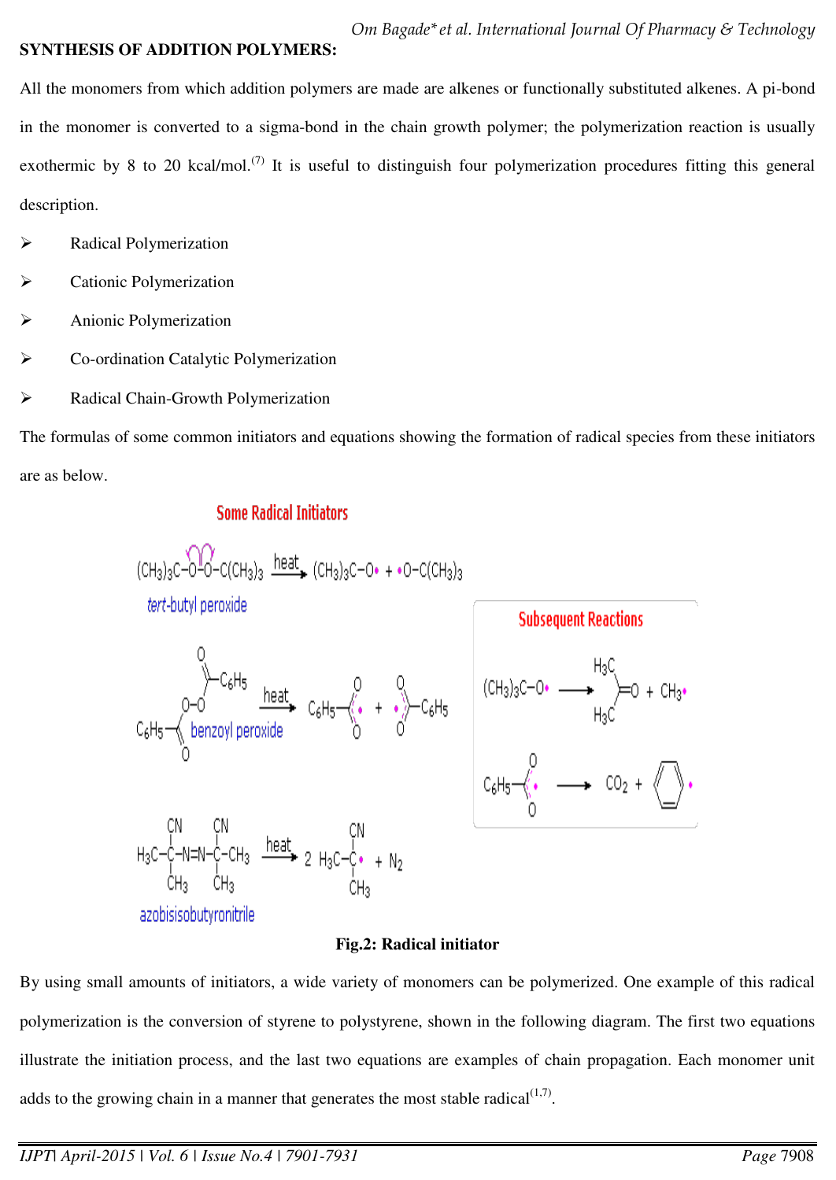**SYNTHESIS OF ADDITION POLYMERS:**

All the monomers from which addition polymers are made are alkenes or functionally substituted alkenes. A pi-bond in the monomer is converted to a sigma-bond in the chain growth polymer; the polymerization reaction is usually exothermic by 8 to 20 kcal/mol.[7] It is useful to distinguish four polymerization procedures fitting this general description.

- Radical Polymerization
- Cationic Polymerization
- Anionic Polymerization
- Co-ordination Catalytic Polymerization
- Radical Chain-Growth Polymerization

The formulas of some common initiators and equations showing the formation of radical species from these initiators are as below.

**Fig.2: Radical initiator**

By using small amounts of initiators, a wide variety of monomers can be polymerized. One example of this radical polymerization is the conversion of styrene to polystyrene, shown in the following diagram. The first two equations illustrate the initiation process, and the last two equations are examples of chain propagation. Each monomer unit adds to the growing chain in a manner that generates the most stable radical[1,7].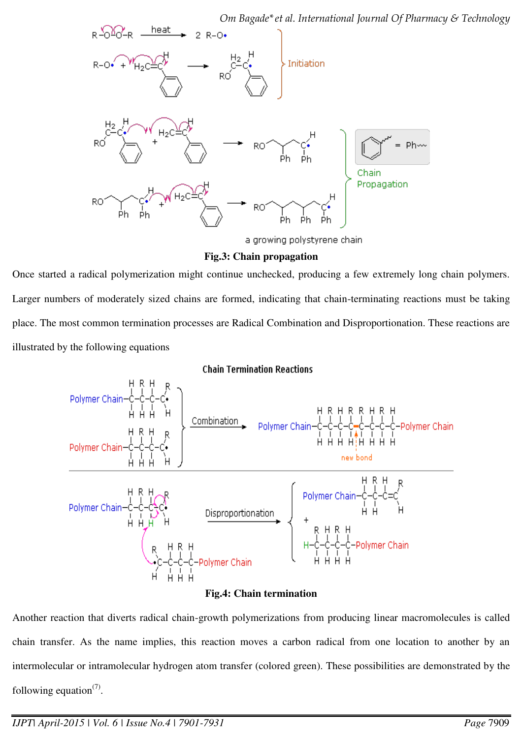**Fig.3: Chain propagation**

Once started a radical polymerization might continue unchecked, producing a few extremely long chain polymers. Larger numbers of moderately sized chains are formed, indicating that chain-terminating reactions must be taking place. The most common termination processes are Radical Combination and Disproportionation. These reactions are illustrated by the following equations

**Fig.4: Chain termination**

Another reaction that diverts radical chain-growth polymerizations from producing linear macromolecules is called chain transfer. As the name implies, this reaction moves a carbon radical from one location to another by an intermolecular or intramolecular hydrogen atom transfer (colored green). These possibilities are demonstrated by the following equation[7].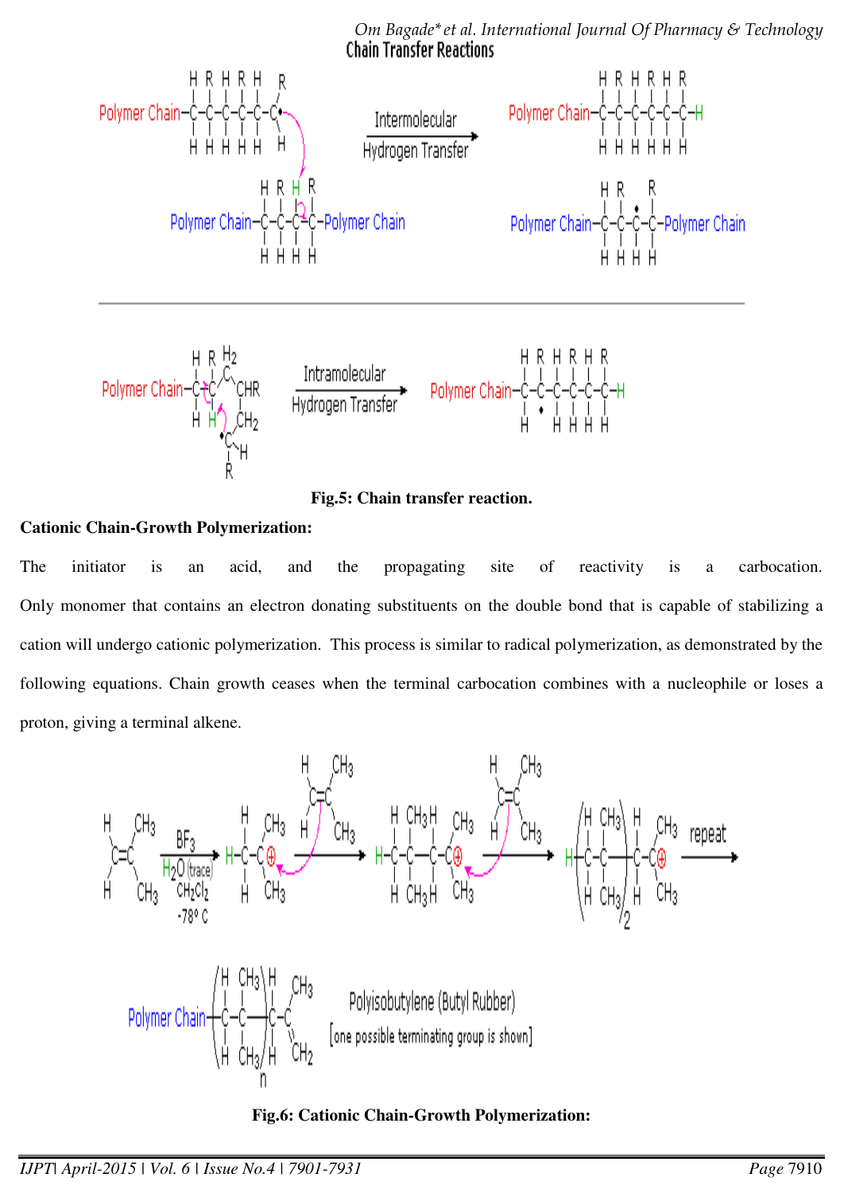**Fig.5: Chain transfer reaction.**

**Cationic Chain-Growth Polymerization:**

The initiator is an acid, and the propagating site of reactivity is a carbocation. Only monomer that contains an electron donating substituents on the double bond that is capable of stabilizing a cation will undergo cationic polymerization. This process is similar to radical polymerization, as demonstrated by the following equations. Chain growth ceases when the terminal carbocation combines with a nucleophile or loses a proton, giving a terminal alkene.

**Fig.6: Cationic Chain-Growth Polymerization:**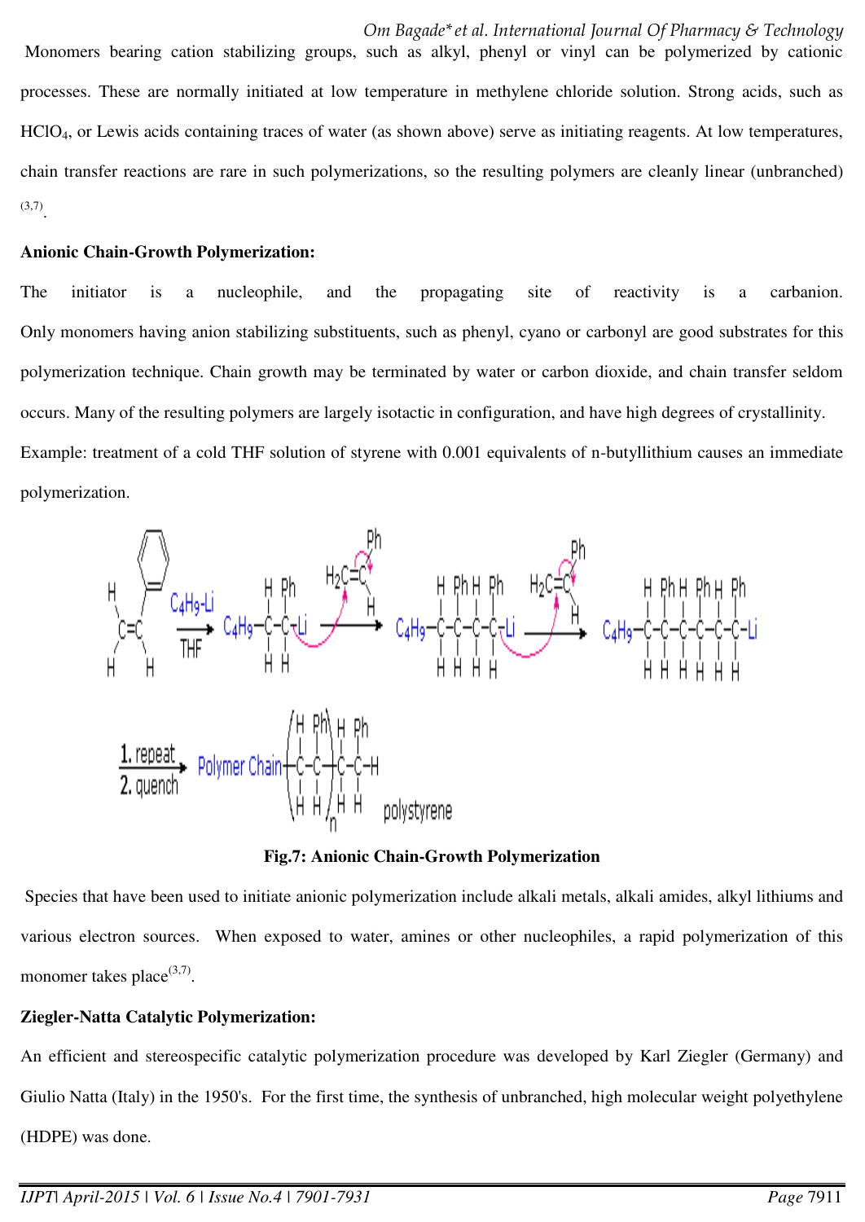Monomers bearing cation stabilizing groups, such as alkyl, phenyl or vinyl can be polymerized by cationic processes. These are normally initiated at low temperature in methylene chloride solution. Strong acids, such as $HClO_4$, or Lewis acids containing traces of water (as shown above) serve as initiating reagents. At low temperatures, chain transfer reactions are rare in such polymerizations, so the resulting polymers are cleanly linear (unbranched) [3,7].

**Anionic Chain-Growth Polymerization:**

The initiator is a nucleophile, and the propagating site of reactivity is a carbanion. Only monomers having anion stabilizing substituents, such as phenyl, cyano or carbonyl are good substrates for this polymerization technique. Chain growth may be terminated by water or carbon dioxide, and chain transfer seldom occurs. Many of the resulting polymers are largely isotactic in configuration, and have high degrees of crystallinity.

Example: treatment of a cold THF solution of styrene with 0.001 equivalents of n-butyllithium causes an immediate polymerization.

**Fig.7: Anionic Chain-Growth Polymerization**

Species that have been used to initiate anionic polymerization include alkali metals, alkali amides, alkyl lithiums and various electron sources. When exposed to water, amines or other nucleophiles, a rapid polymerization of this monomer takes place[3,7].

**Ziegler-Natta Catalytic Polymerization:**

An efficient and stereospecific catalytic polymerization procedure was developed by Karl Ziegler (Germany) and Giulio Natta (Italy) in the 1950's. For the first time, the synthesis of unbranched, high molecular weight polyethylene (HDPE) was done.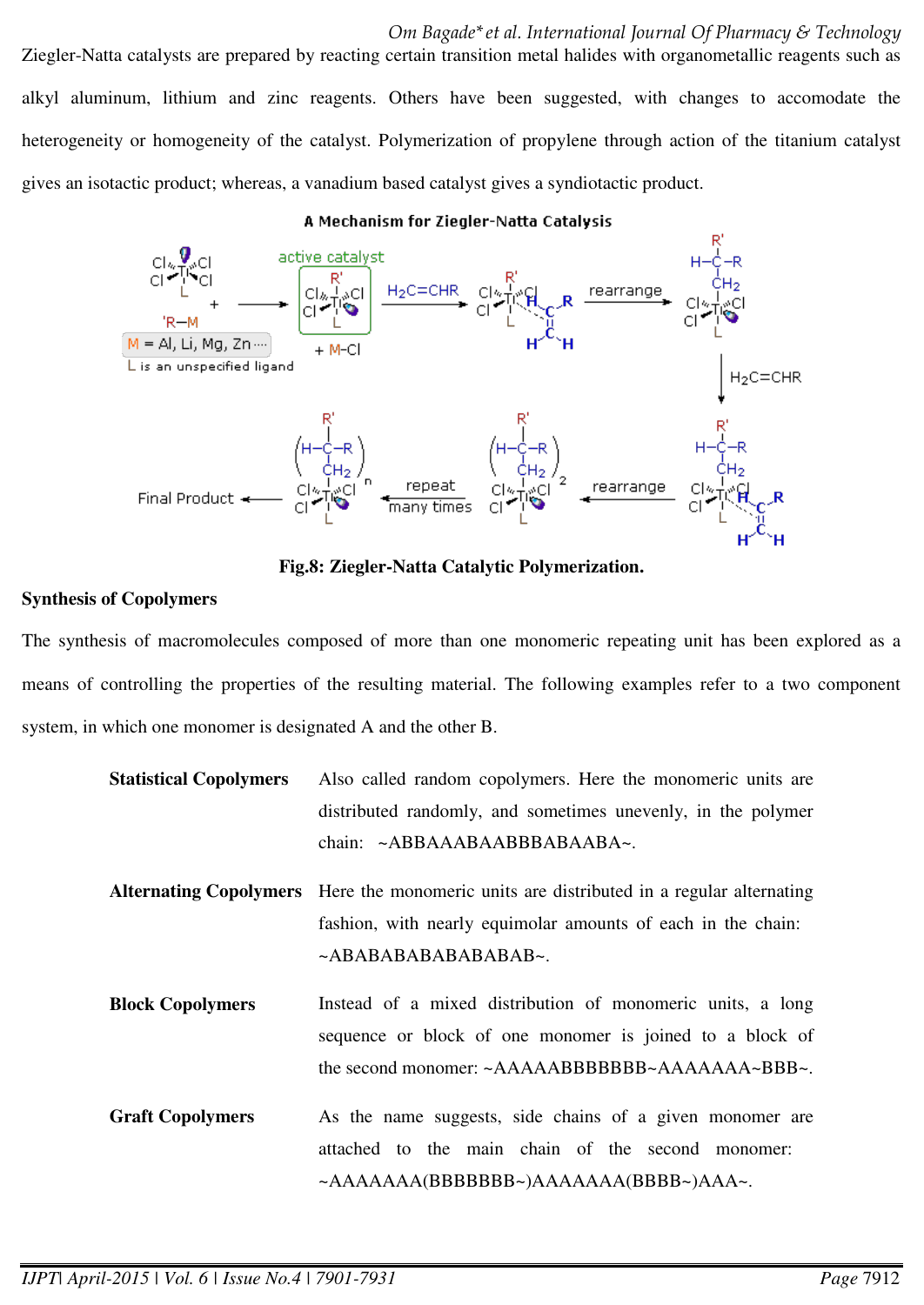Ziegler-Natta catalysts are prepared by reacting certain transition metal halides with organometallic reagents such as alkyl aluminum, lithium and zinc reagents. Others have been suggested, with changes to accomodate the heterogeneity or homogeneity of the catalyst. Polymerization of propylene through action of the titanium catalyst gives an isotactic product; whereas, a vanadium based catalyst gives a syndiotactic product.

**Fig.8: Ziegler-Natta Catalytic Polymerization.**

**Synthesis of Copolymers**

The synthesis of macromolecules composed of more than one monomeric repeating unit has been explored as a means of controlling the properties of the resulting material. The following examples refer to a two component system, in which one monomer is designated A and the other B.

| | |
|---|---|
| **Statistical Copolymers** | Also called random copolymers. Here the monomeric units are distributed randomly, and sometimes unevenly, in the polymer chain: ~ABBAAABAABBBABAABA~. |
| **Alternating Copolymers** | Here the monomeric units are distributed in a regular alternating fashion, with nearly equimolar amounts of each in the chain: ~ABABABABABABABAB~. |
| **Block Copolymers** | Instead of a mixed distribution of monomeric units, a long sequence or block of one monomer is joined to a block of the second monomer: ~AAAAABBBBBBB~AAAAAAA~BBB~. |
| **Graft Copolymers** | As the name suggests, side chains of a given monomer are attached to the main chain of the second monomer: ~AAAAAAA(BBBBBBB~)AAAAAAA(BBBB~)AAA~. |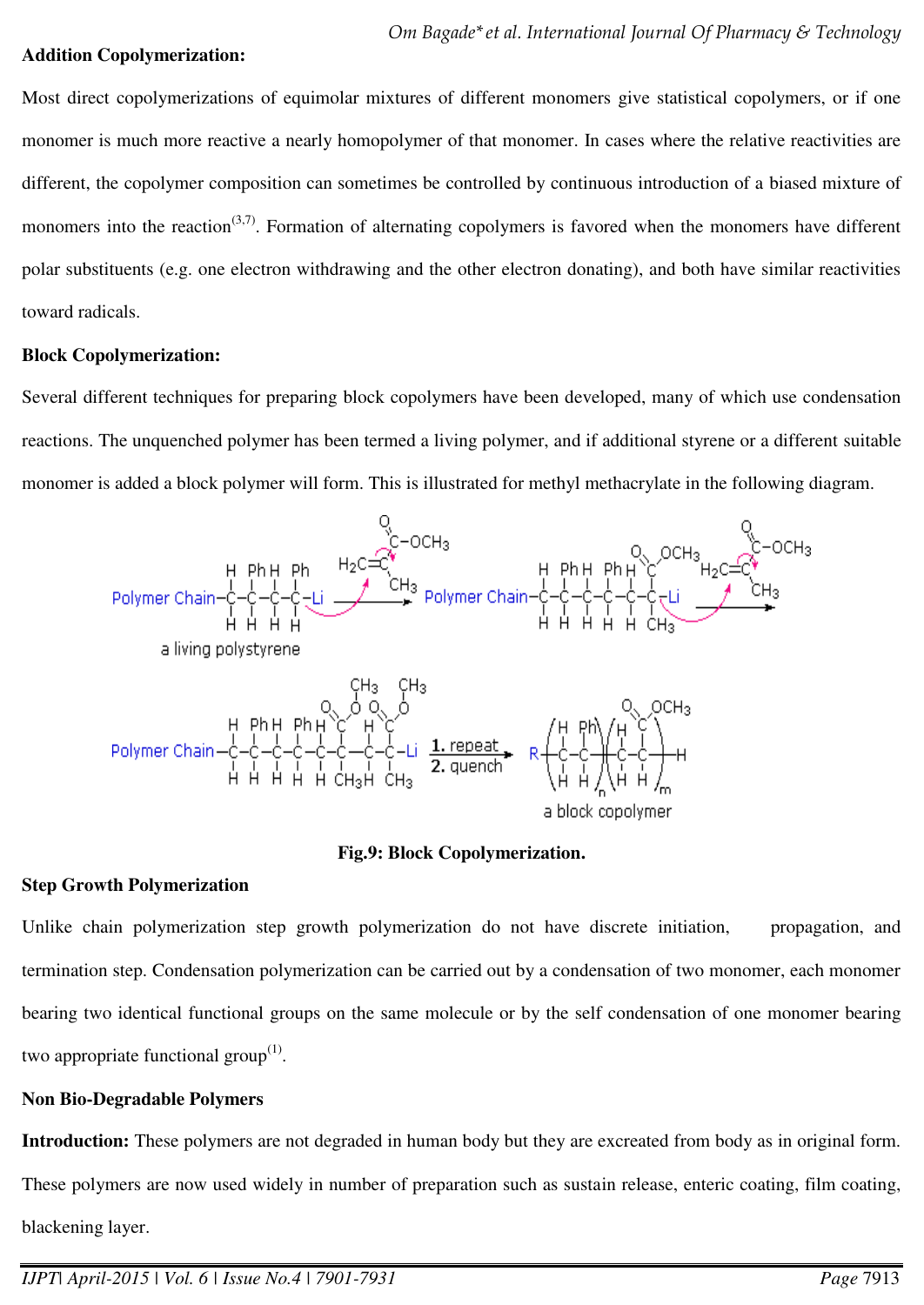**Addition Copolymerization:**

Most direct copolymerizations of equimolar mixtures of different monomers give statistical copolymers, or if one monomer is much more reactive a nearly homopolymer of that monomer. In cases where the relative reactivities are different, the copolymer composition can sometimes be controlled by continuous introduction of a biased mixture of monomers into the reaction[3,7]. Formation of alternating copolymers is favored when the monomers have different polar substituents (e.g. one electron withdrawing and the other electron donating), and both have similar reactivities toward radicals.

**Block Copolymerization:**

Several different techniques for preparing block copolymers have been developed, many of which use condensation reactions. The unquenched polymer has been termed a living polymer, and if additional styrene or a different suitable monomer is added a block polymer will form. This is illustrated for methyl methacrylate in the following diagram.

**Fig.9: Block Copolymerization.**

**Step Growth Polymerization**

Unlike chain polymerization step growth polymerization do not have discrete initiation, propagation, and termination step. Condensation polymerization can be carried out by a condensation of two monomer, each monomer bearing two identical functional groups on the same molecule or by the self condensation of one monomer bearing two appropriate functional group[1].

**Non Bio-Degradable Polymers**

**Introduction:** These polymers are not degraded in human body but they are excreated from body as in original form. These polymers are now used widely in number of preparation such as sustain release, enteric coating, film coating, blackening layer.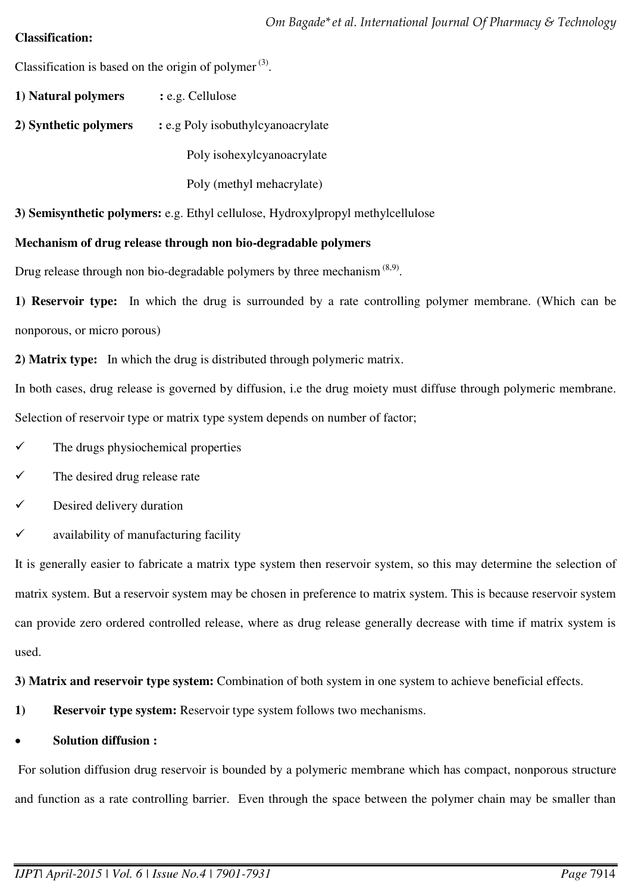**Classification:**

Classification is based on the origin of polymer [3].

**1) Natural polymers** : e.g. Cellulose

**2) Synthetic polymers** : e.g Poly isobuthylcyanoacrylate

Poly isohexylcyanoacrylate

Poly (methyl mehacrylate)

**3) Semisynthetic polymers:** e.g. Ethyl cellulose, Hydroxylpropyl methylcellulose

**Mechanism of drug release through non bio-degradable polymers**

Drug release through non bio-degradable polymers by three mechanism [8,9].

**1) Reservoir type:** In which the drug is surrounded by a rate controlling polymer membrane. (Which can be nonporous, or micro porous)

**2) Matrix type:** In which the drug is distributed through polymeric matrix.

In both cases, drug release is governed by diffusion, i.e the drug moiety must diffuse through polymeric membrane. Selection of reservoir type or matrix type system depends on number of factor;

- ✓ The drugs physiochemical properties
- ✓ The desired drug release rate
- ✓ Desired delivery duration
- ✓ availability of manufacturing facility

It is generally easier to fabricate a matrix type system then reservoir system, so this may determine the selection of matrix system. But a reservoir system may be chosen in preference to matrix system. This is because reservoir system can provide zero ordered controlled release, where as drug release generally decrease with time if matrix system is used.

**3) Matrix and reservoir type system:** Combination of both system in one system to achieve beneficial effects.

**1) Reservoir type system:** Reservoir type system follows two mechanisms.

- **Solution diffusion :**

For solution diffusion drug reservoir is bounded by a polymeric membrane which has compact, nonporous structure and function as a rate controlling barrier. Even through the space between the polymer chain may be smaller than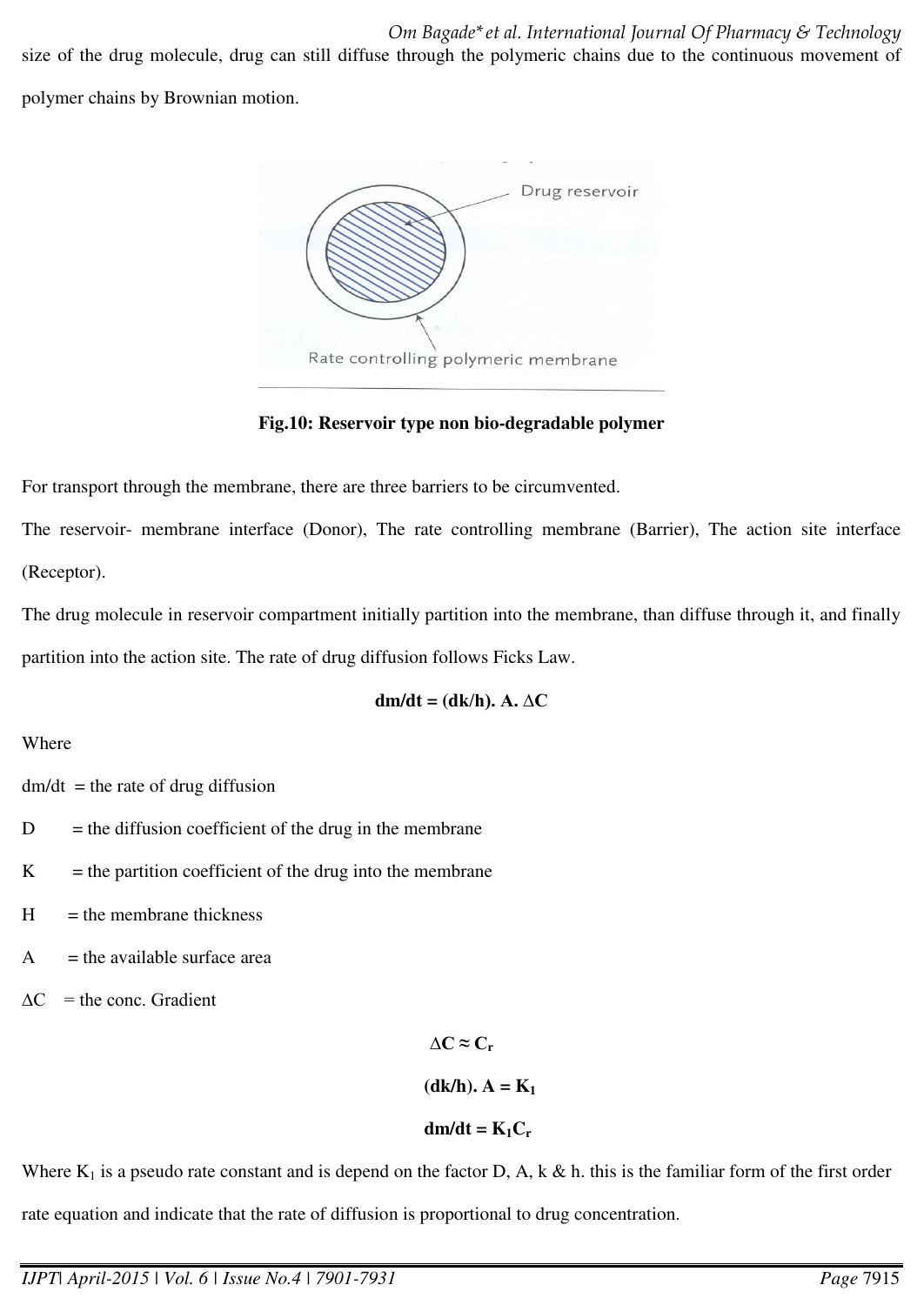size of the drug molecule, drug can still diffuse through the polymeric chains due to the continuous movement of polymer chains by Brownian motion.

**Fig.10: Reservoir type non bio-degradable polymer**

For transport through the membrane, there are three barriers to be circumvented.

The reservoir- membrane interface (Donor), The rate controlling membrane (Barrier), The action site interface (Receptor).

The drug molecule in reservoir compartment initially partition into the membrane, than diffuse through it, and finally partition into the action site. The rate of drug diffusion follows Ficks Law.

$$dm/dt = (dk/h). A. \Delta C$$

Where

dm/dt = the rate of drug diffusion

D = the diffusion coefficient of the drug in the membrane

K = the partition coefficient of the drug into the membrane

H = the membrane thickness

A = the available surface area

$\Delta C$ = the conc. Gradient

$$\Delta C \approx C_r$$

$$(dk/h). A = K_1$$

$$dm/dt = K_1 C_r$$

Where $K_1$ is a pseudo rate constant and is depend on the factor D, A, k & h. this is the familiar form of the first order rate equation and indicate that the rate of diffusion is proportional to drug concentration.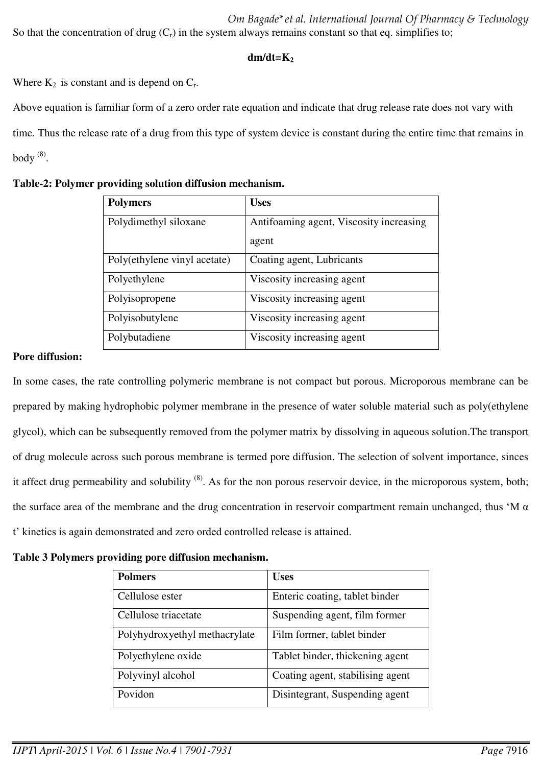So that the concentration of drug ($C_r$) in the system always remains constant so that eq. simplifies to;

$$dm/dt = K_2$$

Where $K_2$ is constant and is depend on $C_r$.

Above equation is familiar form of a zero order rate equation and indicate that drug release rate does not vary with time. Thus the release rate of a drug from this type of system device is constant during the entire time that remains in body [8].

**Table-2: Polymer providing solution diffusion mechanism.**

| Polymers | Uses |
|---|---|
| Polydimethyl siloxane | Antifoaming agent, Viscosity increasing agent |
| Poly(ethylene vinyl acetate) | Coating agent, Lubricants |
| Polyethylene | Viscosity increasing agent |
| Polyisopropene | Viscosity increasing agent |
| Polyisobutylene | Viscosity increasing agent |
| Polybutadiene | Viscosity increasing agent |

**Pore diffusion:**

In some cases, the rate controlling polymeric membrane is not compact but porous. Microporous membrane can be prepared by making hydrophobic polymer membrane in the presence of water soluble material such as poly(ethylene glycol), which can be subsequently removed from the polymer matrix by dissolving in aqueous solution.The transport of drug molecule across such porous membrane is termed pore diffusion. The selection of solvent importance, sinces it affect drug permeability and solubility [8]. As for the non porous reservoir device, in the microporous system, both; the surface area of the membrane and the drug concentration in reservoir compartment remain unchanged, thus 'M α t' kinetics is again demonstrated and zero orded controlled release is attained.

**Table 3 Polymers providing pore diffusion mechanism.**

| Polmers | Uses |
|---|---|
| Cellulose ester | Enteric coating, tablet binder |
| Cellulose triacetate | Suspending agent, film former |
| Polyhydroxyethyl methacrylate | Film former, tablet binder |
| Polyethylene oxide | Tablet binder, thickening agent |
| Polyvinyl alcohol | Coating agent, stabilising agent |
| Povidon | Disintegrant, Suspending agent |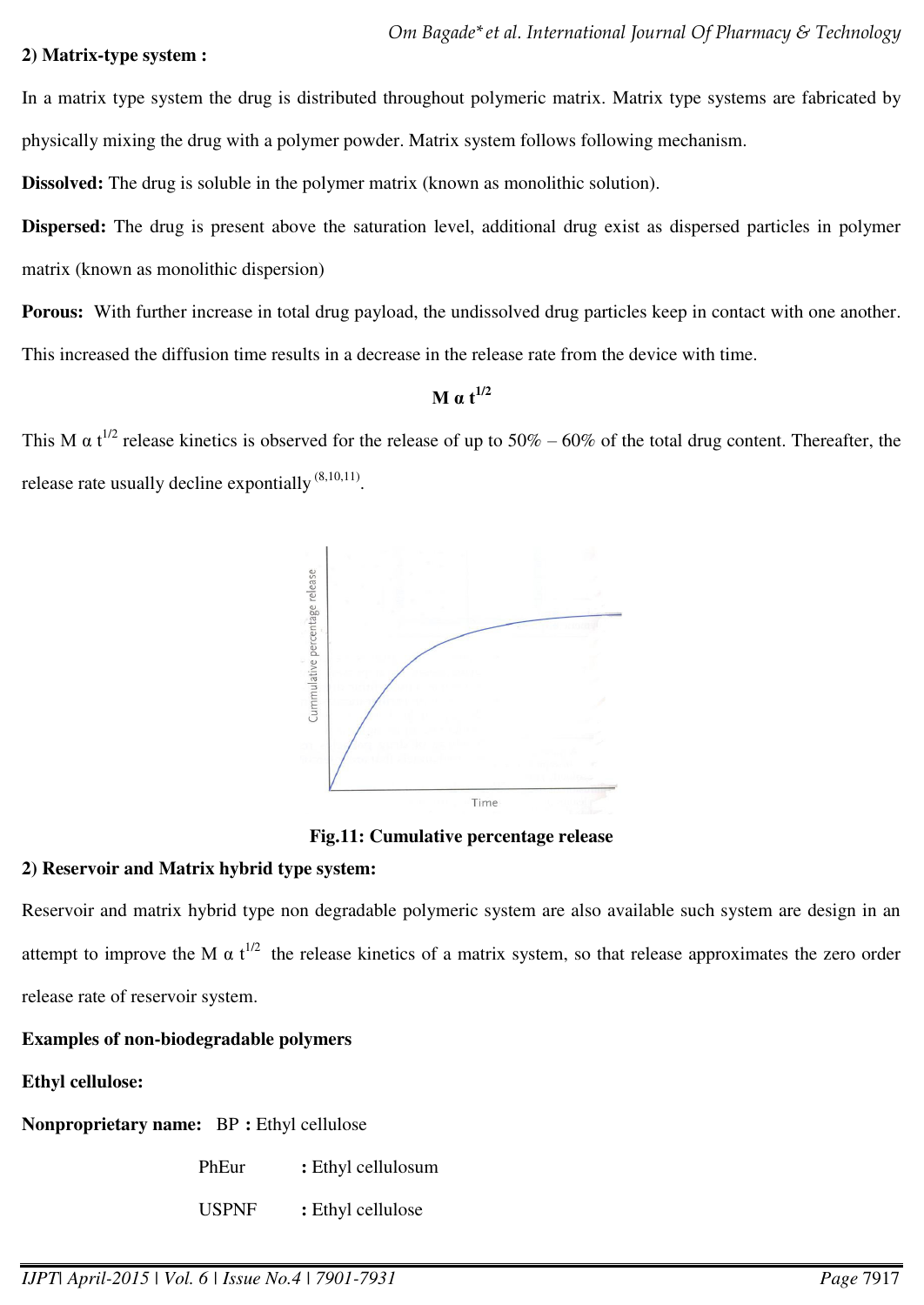**2) Matrix-type system :**

In a matrix type system the drug is distributed throughout polymeric matrix. Matrix type systems are fabricated by physically mixing the drug with a polymer powder. Matrix system follows following mechanism.

**Dissolved:** The drug is soluble in the polymer matrix (known as monolithic solution).

**Dispersed:** The drug is present above the saturation level, additional drug exist as dispersed particles in polymer matrix (known as monolithic dispersion)

**Porous:** With further increase in total drug payload, the undissolved drug particles keep in contact with one another. This increased the diffusion time results in a decrease in the release rate from the device with time.

$$M \propto t^{1/2}$$

This $M \propto t^{1/2}$ release kinetics is observed for the release of up to 50% – 60% of the total drug content. Thereafter, the release rate usually decline expontially [8,10,11].

**Fig.11: Cumulative percentage release**

**2) Reservoir and Matrix hybrid type system:**

Reservoir and matrix hybrid type non degradable polymeric system are also available such system are design in an attempt to improve the $M \propto t^{1/2}$ the release kinetics of a matrix system, so that release approximates the zero order release rate of reservoir system.

**Examples of non-biodegradable polymers**

**Ethyl cellulose:**

**Nonproprietary name:** BP **:** Ethyl cellulose

PhEur **:** Ethyl cellulosum

USPNF **:** Ethyl cellulose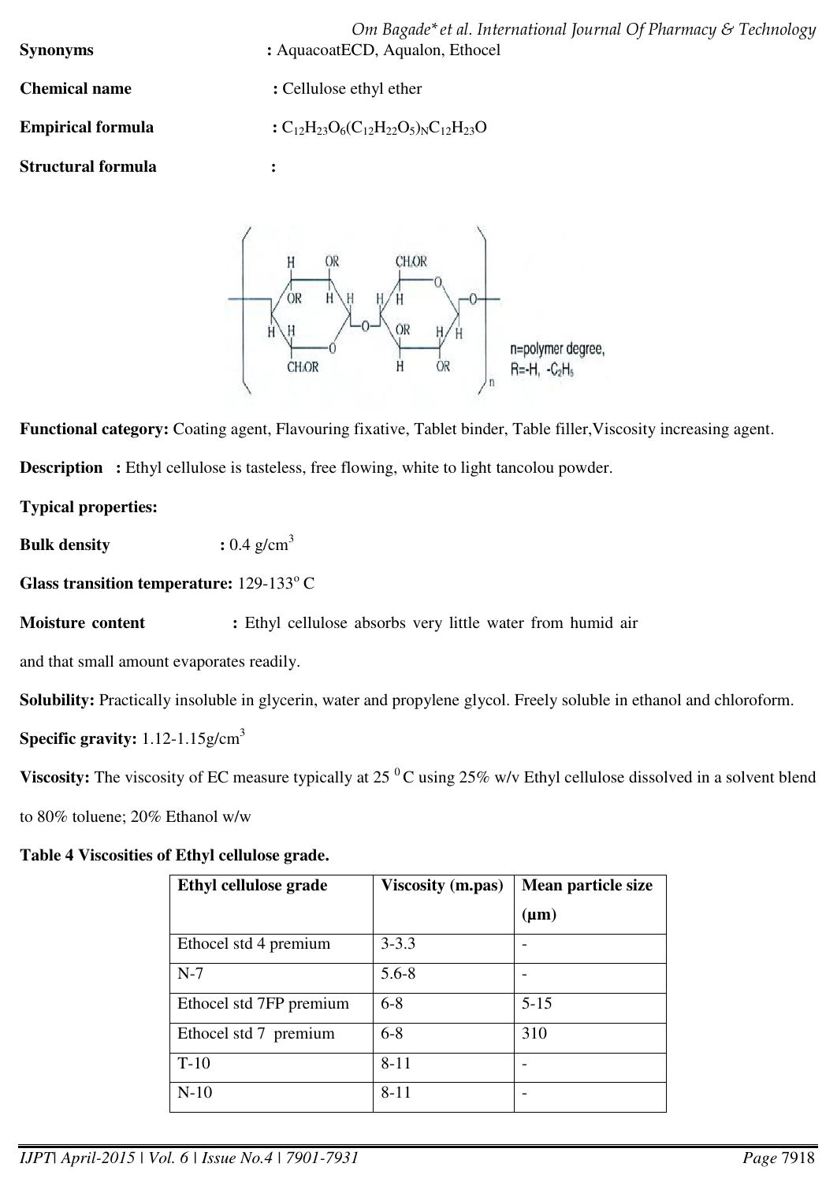**Synonyms** : AquacoatECD, Aqualon, Ethocel

**Chemical name** : Cellulose ethyl ether

**Empirical formula** : $C_{12}H_{23}O_6(C_{12}H_{22}O_5)_NC_{12}H_{23}O$

**Structural formula** :

n=polymer degree, R=-H, $-C_2H_5$

**Functional category:** Coating agent, Flavouring fixative, Tablet binder, Table filler,Viscosity increasing agent.

**Description** : Ethyl cellulose is tasteless, free flowing, white to light tancolou powder.

**Typical properties:**

**Bulk density** : 0.4 g/cm$^3$

**Glass transition temperature:** 129-133$^o$ C

**Moisture content** : Ethyl cellulose absorbs very little water from humid air and that small amount evaporates readily.

**Solubility:** Practically insoluble in glycerin, water and propylene glycol. Freely soluble in ethanol and chloroform.

**Specific gravity:** 1.12-1.15g/cm$^3$

**Viscosity:** The viscosity of EC measure typically at 25 $^0$C using 25% w/v Ethyl cellulose dissolved in a solvent blend to 80% toluene; 20% Ethanol w/w

**Table 4 Viscosities of Ethyl cellulose grade.**

| Ethyl cellulose grade | Viscosity (m.pas) | Mean particle size (µm) |
|---|---|---|
| Ethocel std 4 premium | 3-3.3 | - |
| N-7 | 5.6-8 | - |
| Ethocel std 7FP premium | 6-8 | 5-15 |
| Ethocel std 7 premium | 6-8 | 310 |
| T-10 | 8-11 | - |
| N-10 | 8-11 | - |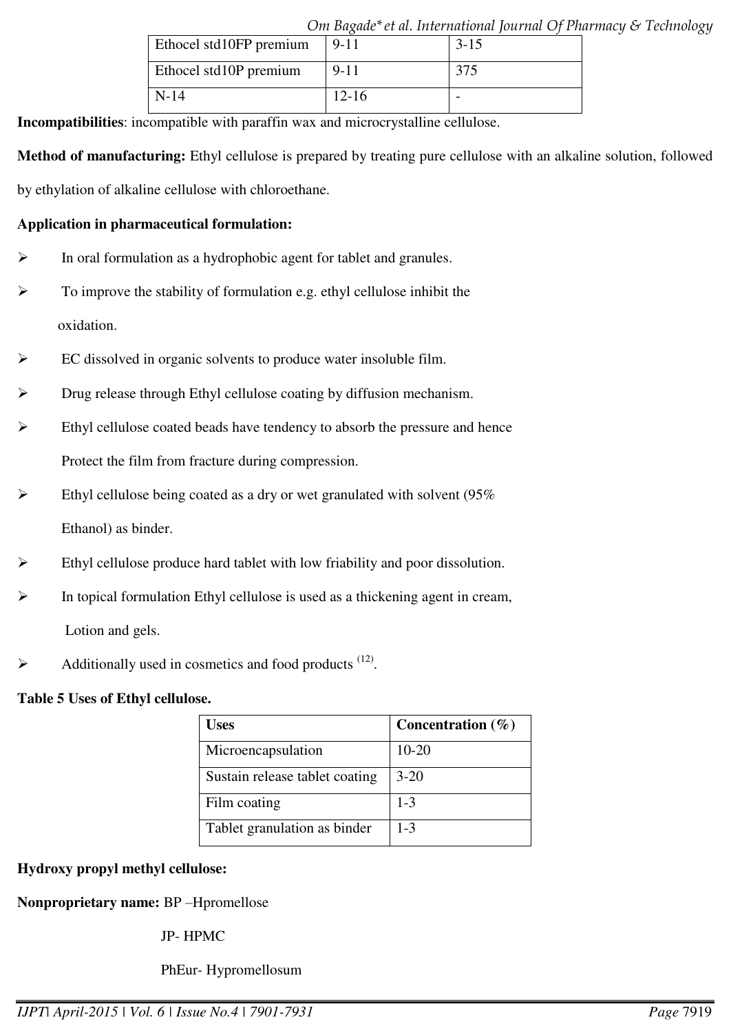| Ethocel std10FP premium | 9-11 | 3-15 |
|---|---|---|
| Ethocel std10P premium | 9-11 | 375 |
| N-14 | 12-16 | - |

**Incompatibilities**: incompatible with paraffin wax and microcrystalline cellulose.

**Method of manufacturing:** Ethyl cellulose is prepared by treating pure cellulose with an alkaline solution, followed by ethylation of alkaline cellulose with chloroethane.

**Application in pharmaceutical formulation:**

- In oral formulation as a hydrophobic agent for tablet and granules.
- To improve the stability of formulation e.g. ethyl cellulose inhibit the oxidation.
- EC dissolved in organic solvents to produce water insoluble film.
- Drug release through Ethyl cellulose coating by diffusion mechanism.
- Ethyl cellulose coated beads have tendency to absorb the pressure and hence Protect the film from fracture during compression.
- Ethyl cellulose being coated as a dry or wet granulated with solvent (95% Ethanol) as binder.
- Ethyl cellulose produce hard tablet with low friability and poor dissolution.
- In topical formulation Ethyl cellulose is used as a thickening agent in cream, Lotion and gels.
- Additionally used in cosmetics and food products [12].

**Table 5 Uses of Ethyl cellulose.**

| Uses | Concentration (%) |
|---|---|
| Microencapsulation | 10-20 |
| Sustain release tablet coating | 3-20 |
| Film coating | 1-3 |
| Tablet granulation as binder | 1-3 |

**Hydroxy propyl methyl cellulose:**

**Nonproprietary name:** BP –Hpromellose

JP- HPMC

PhEur- Hypromellosum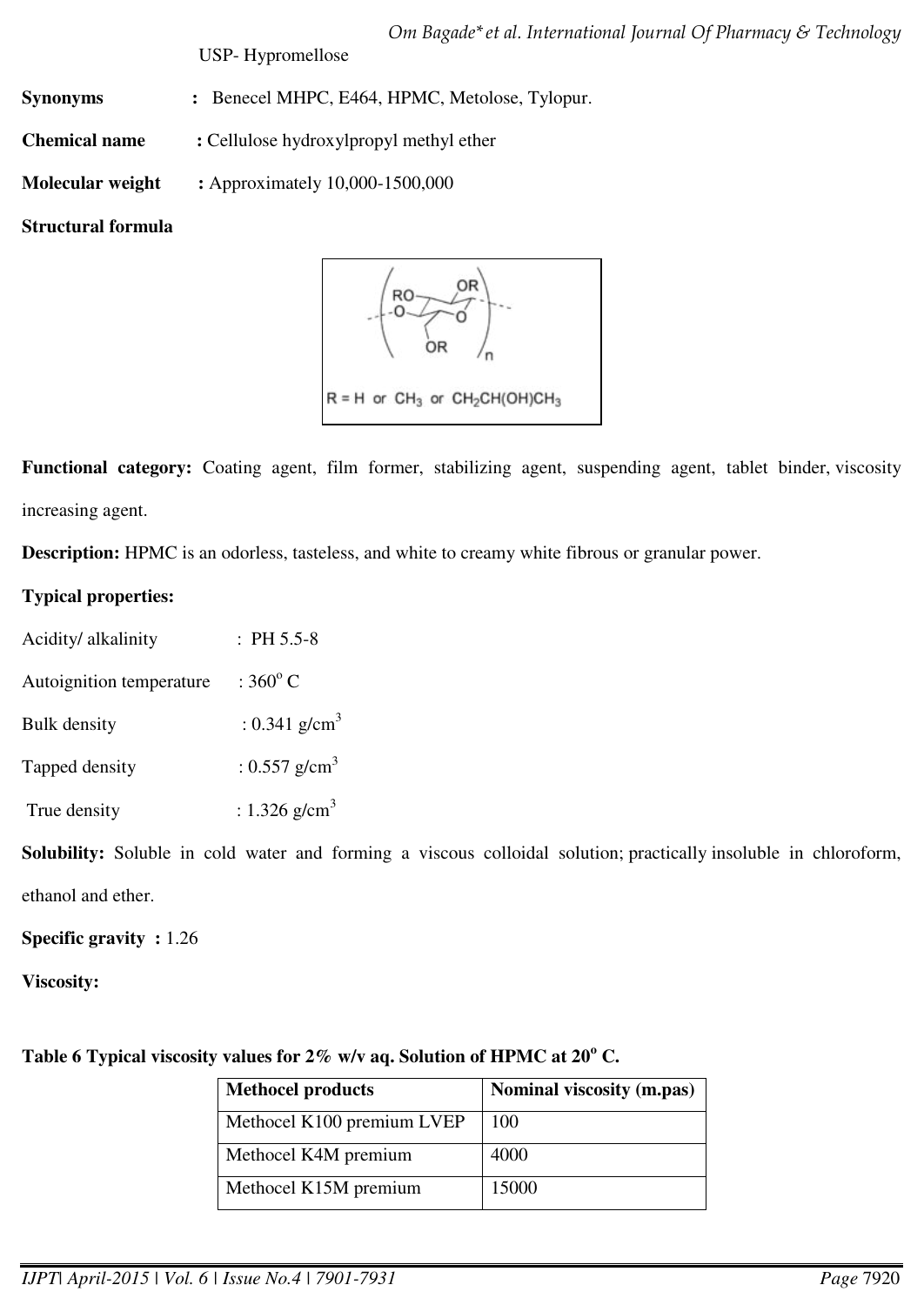USP- Hypromellose

**Synonyms** : Benecel MHPC, E464, HPMC, Metolose, Tylopur.

**Chemical name** : Cellulose hydroxylpropyl methyl ether

**Molecular weight** : Approximately 10,000-1500,000

**Structural formula**

R = H or $CH_3$ or $CH_2CH(OH)CH_3$

**Functional category:** Coating agent, film former, stabilizing agent, suspending agent, tablet binder, viscosity increasing agent.

**Description:** HPMC is an odorless, tasteless, and white to creamy white fibrous or granular power.

**Typical properties:**

Acidity/ alkalinity : PH 5.5-8

Autoignition temperature : 360$^{o}$ C

Bulk density : 0.341 g/cm$^{3}$

Tapped density : 0.557 g/cm$^{3}$

True density : 1.326 g/cm$^{3}$

**Solubility:** Soluble in cold water and forming a viscous colloidal solution; practically insoluble in chloroform, ethanol and ether.

**Specific gravity :** 1.26

**Viscosity:**

**Table 6 Typical viscosity values for 2% w/v aq. Solution of HPMC at 20$^{o}$ C.**

| Methocel products | Nominal viscosity (m.pas) |
|---|---|
| Methocel K100 premium LVEP | 100 |
| Methocel K4M premium | 4000 |
| Methocel K15M premium | 15000 |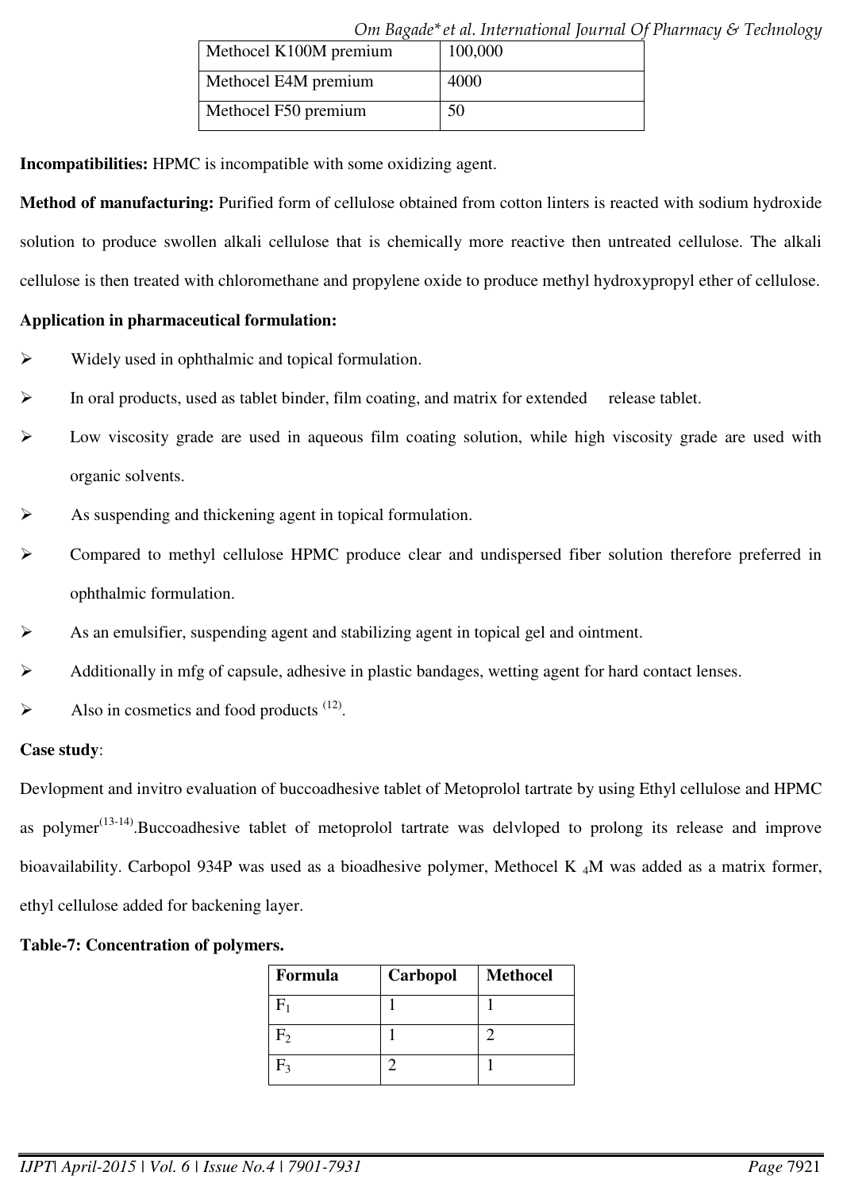| Methocel K100M premium | 100,000 |
| --- | --- |
| Methocel E4M premium | 4000 |
| Methocel F50 premium | 50 |

**Incompatibilities:** HPMC is incompatible with some oxidizing agent.

**Method of manufacturing:** Purified form of cellulose obtained from cotton linters is reacted with sodium hydroxide solution to produce swollen alkali cellulose that is chemically more reactive then untreated cellulose. The alkali cellulose is then treated with chloromethane and propylene oxide to produce methyl hydroxypropyl ether of cellulose.

**Application in pharmaceutical formulation:**

- Widely used in ophthalmic and topical formulation.
- In oral products, used as tablet binder, film coating, and matrix for extended release tablet.
- Low viscosity grade are used in aqueous film coating solution, while high viscosity grade are used with organic solvents.
- As suspending and thickening agent in topical formulation.
- Compared to methyl cellulose HPMC produce clear and undispersed fiber solution therefore preferred in ophthalmic formulation.
- As an emulsifier, suspending agent and stabilizing agent in topical gel and ointment.
- Additionally in mfg of capsule, adhesive in plastic bandages, wetting agent for hard contact lenses.
- Also in cosmetics and food products [12].

**Case study**:

Devlopment and invitro evaluation of buccoadhesive tablet of Metoprolol tartrate by using Ethyl cellulose and HPMC as polymer[13-14].Buccoadhesive tablet of metoprolol tartrate was delvloped to prolong its release and improve bioavailability. Carbopol 934P was used as a bioadhesive polymer, Methocel K $_4$M was added as a matrix former, ethyl cellulose added for backening layer.

**Table-7: Concentration of polymers.**

| Formula | Carbopol | Methocel |
| --- | --- | --- |
| $F_1$ | 1 | 1 |
| $F_2$ | 1 | 2 |
| $F_3$ | 2 | 1 |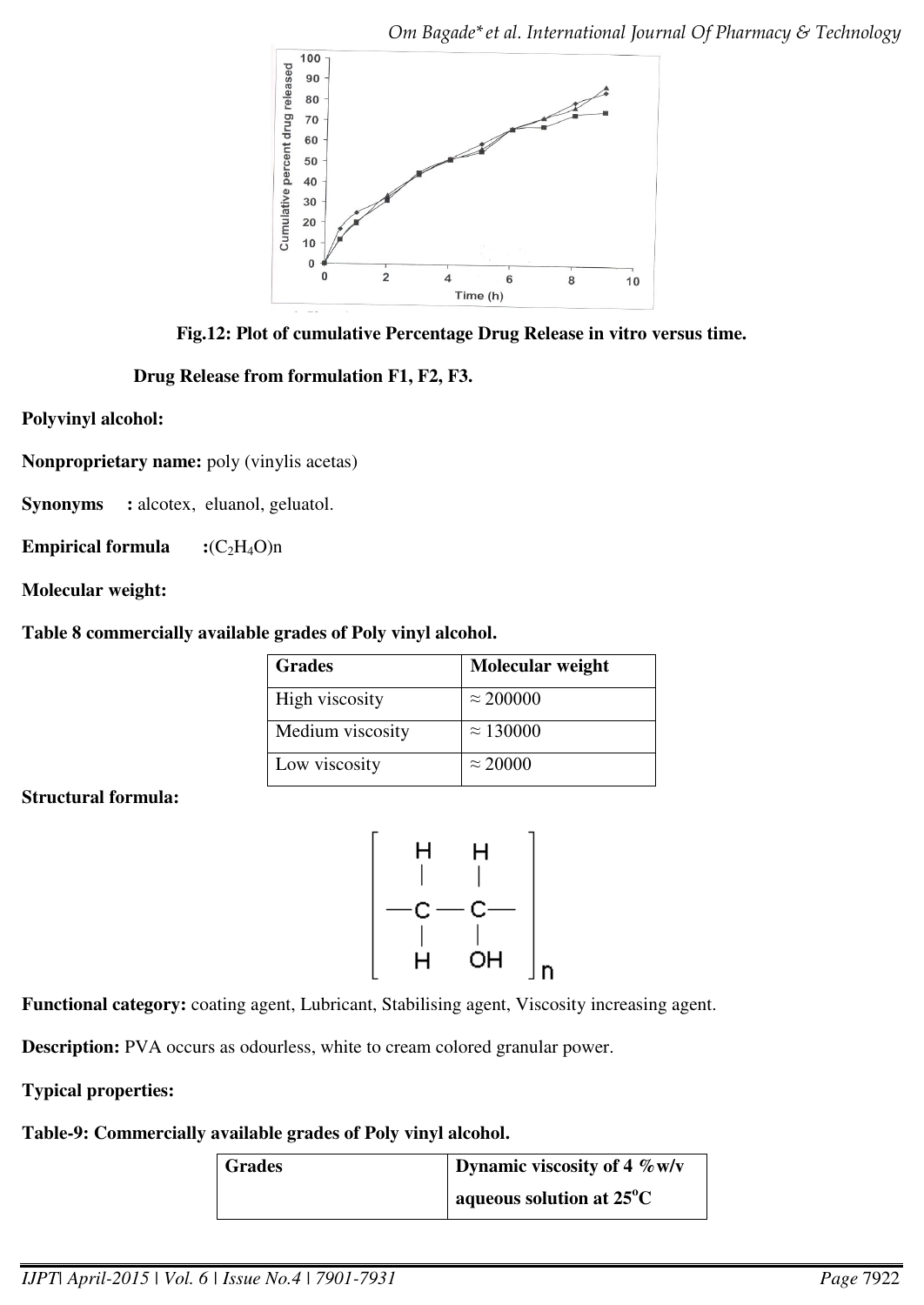Fig.12: Plot of cumulative Percentage Drug Release in vitro versus time.

**Drug Release from formulation F1, F2, F3.**

**Polyvinyl alcohol:**

**Nonproprietary name:** poly (vinylis acetas)

**Synonyms :** alcotex, eluanol, geluatol.

**Empirical formula :** $(C_2H_4O)n$

**Molecular weight:**

**Table 8 commercially available grades of Poly vinyl alcohol.**

| Grades | Molecular weight |
|---|---|
| High viscosity | ≈ 200000 |
| Medium viscosity | ≈ 130000 |
| Low viscosity | ≈ 20000 |

**Structural formula:**

$$\left[ -CH_2-CH(OH)- \right]_n$$

**Functional category:** coating agent, Lubricant, Stabilising agent, Viscosity increasing agent.

**Description:** PVA occurs as odourless, white to cream colored granular power.

**Typical properties:**

**Table-9: Commercially available grades of Poly vinyl alcohol.**

| Grades | Dynamic viscosity of 4 %w/v aqueous solution at 25°C |
|---|---|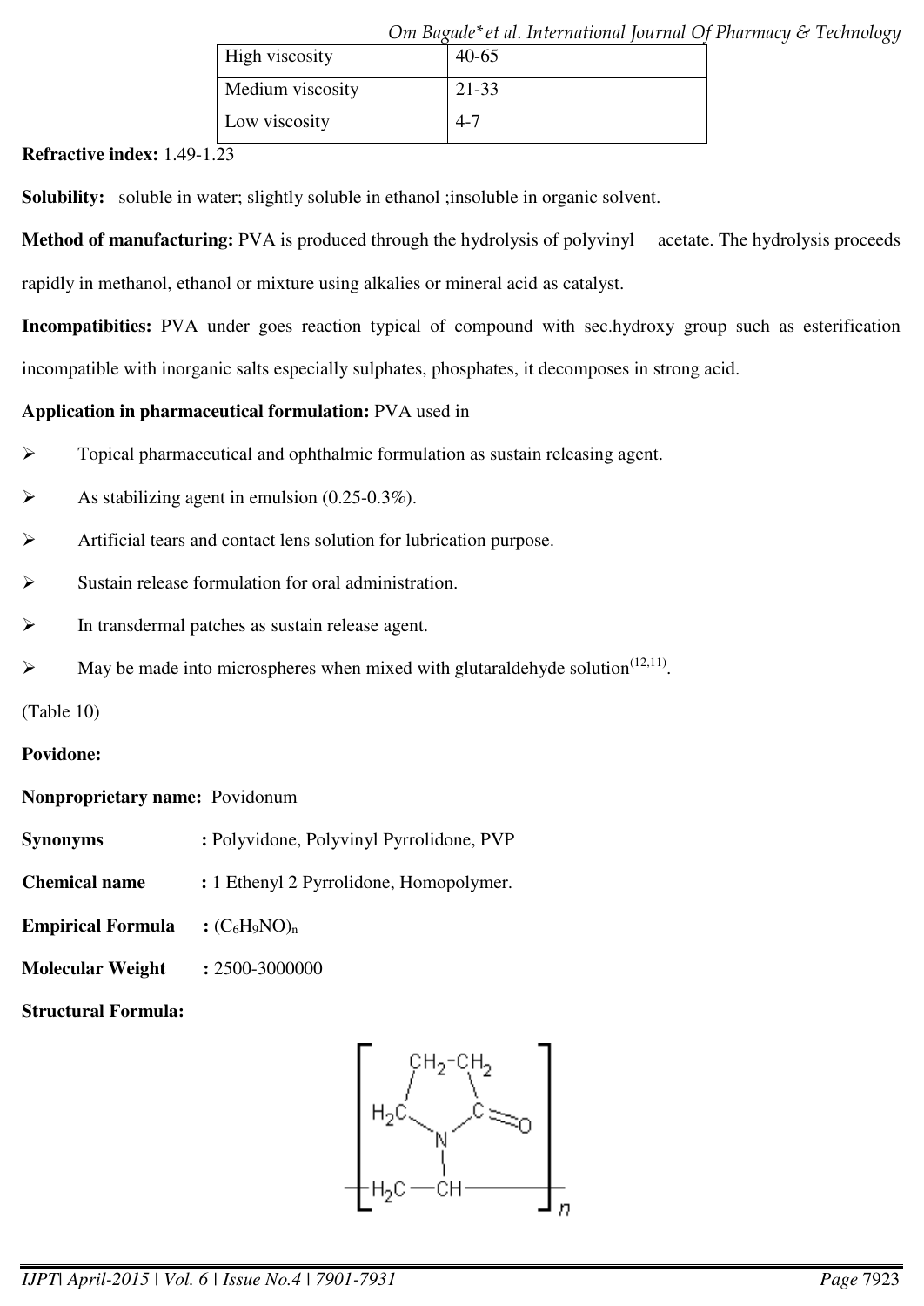| High viscosity | 40-65 |
| --- | --- |
| Medium viscosity | 21-33 |
| Low viscosity | 4-7 |

**Refractive index:** 1.49-1.23

**Solubility:** soluble in water; slightly soluble in ethanol ;insoluble in organic solvent.

**Method of manufacturing:** PVA is produced through the hydrolysis of polyvinyl acetate. The hydrolysis proceeds rapidly in methanol, ethanol or mixture using alkalies or mineral acid as catalyst.

**Incompatibities:** PVA under goes reaction typical of compound with sec.hydroxy group such as esterification incompatible with inorganic salts especially sulphates, phosphates, it decomposes in strong acid.

**Application in pharmaceutical formulation:** PVA used in

- Topical pharmaceutical and ophthalmic formulation as sustain releasing agent.
- As stabilizing agent in emulsion (0.25-0.3%).
- Artificial tears and contact lens solution for lubrication purpose.
- Sustain release formulation for oral administration.
- In transdermal patches as sustain release agent.
- May be made into microspheres when mixed with glutaraldehyde solution[12,11].

(Table 10)

**Povidone:**

**Nonproprietary name:** Povidonum

**Synonyms** : Polyvidone, Polyvinyl Pyrrolidone, PVP

**Chemical name** : 1 Ethenyl 2 Pyrrolidone, Homopolymer.

**Empirical Formula** : $(C_6H_9NO)_n$

**Molecular Weight** : 2500-3000000

**Structural Formula:**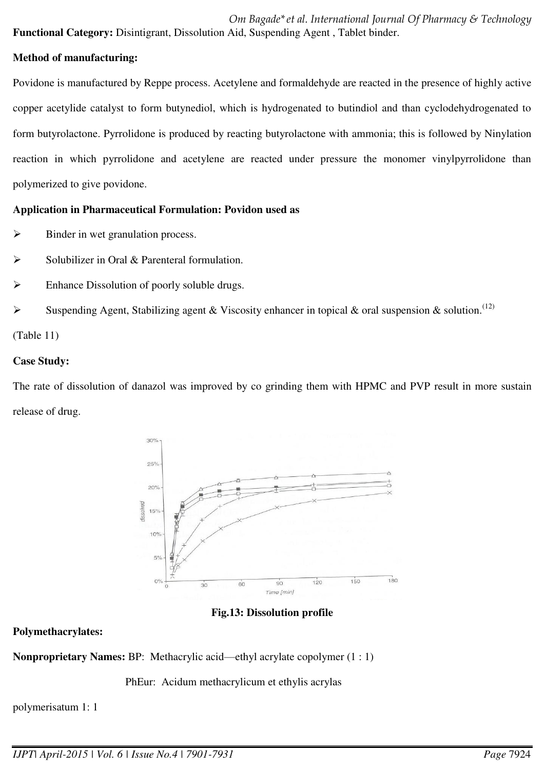**Functional Category:** Disintigrant, Dissolution Aid, Suspending Agent , Tablet binder.

**Method of manufacturing:**

Povidone is manufactured by Reppe process. Acetylene and formaldehyde are reacted in the presence of highly active copper acetylide catalyst to form butynediol, which is hydrogenated to butindiol and than cyclodehydrogenated to form butyrolactone. Pyrrolidone is produced by reacting butyrolactone with ammonia; this is followed by Ninylation reaction in which pyrrolidone and acetylene are reacted under pressure the monomer vinylpyrrolidone than polymerized to give povidone.

**Application in Pharmaceutical Formulation: Povidon used as**

- Binder in wet granulation process.
- Solubilizer in Oral & Parenteral formulation.
- Enhance Dissolution of poorly soluble drugs.
- Suspending Agent, Stabilizing agent & Viscosity enhancer in topical & oral suspension & solution.[12]

(Table 11)

**Case Study:**

The rate of dissolution of danazol was improved by co grinding them with HPMC and PVP result in more sustain release of drug.

**Fig.13: Dissolution profile**

**Polymethacrylates:**

**Nonproprietary Names:** BP: Methacrylic acid—ethyl acrylate copolymer (1 : 1)

PhEur: Acidum methacrylicum et ethylis acrylas polymerisatum 1: 1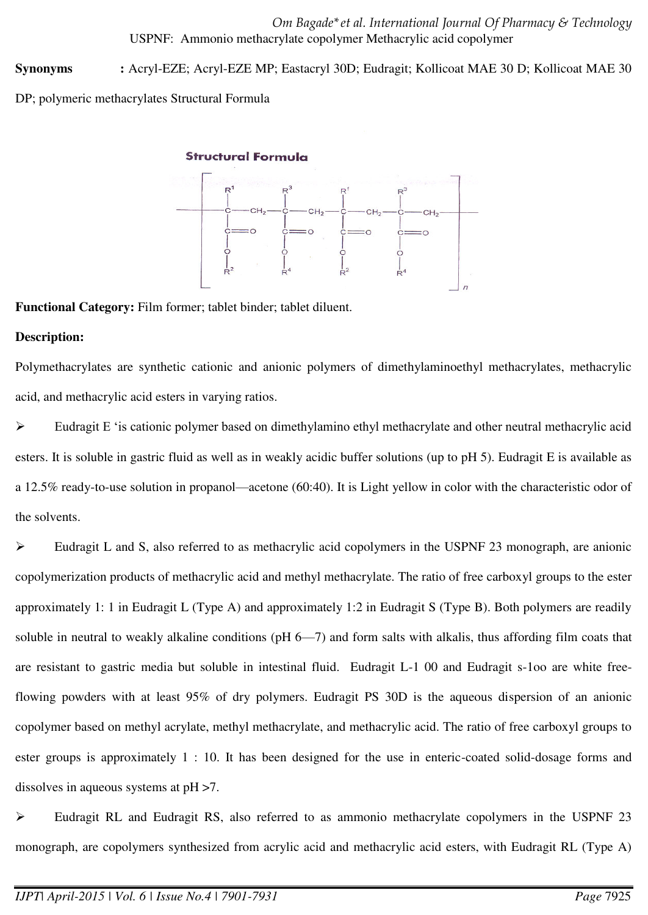USPNF: Ammonio methacrylate copolymer Methacrylic acid copolymer

**Synonyms** : Acryl-EZE; Acryl-EZE MP; Eastacryl 30D; Eudragit; Kollicoat MAE 30 D; Kollicoat MAE 30 DP; polymeric methacrylates Structural Formula

**Functional Category:** Film former; tablet binder; tablet diluent.

**Description:**

Polymethacrylates are synthetic cationic and anionic polymers of dimethylaminoethyl methacrylates, methacrylic acid, and methacrylic acid esters in varying ratios.

- Eudragit E 'is cationic polymer based on dimethylamino ethyl methacrylate and other neutral methacrylic acid esters. It is soluble in gastric fluid as well as in weakly acidic buffer solutions (up to pH 5). Eudragit E is available as a 12.5% ready-to-use solution in propanol—acetone (60:40). It is Light yellow in color with the characteristic odor of the solvents.
- Eudragit L and S, also referred to as methacrylic acid copolymers in the USPNF 23 monograph, are anionic copolymerization products of methacrylic acid and methyl methacrylate. The ratio of free carboxyl groups to the ester approximately 1: 1 in Eudragit L (Type A) and approximately 1:2 in Eudragit S (Type B). Both polymers are readily soluble in neutral to weakly alkaline conditions (pH 6—7) and form salts with alkalis, thus affording film coats that are resistant to gastric media but soluble in intestinal fluid. Eudragit L-1 00 and Eudragit s-1oo are white free-flowing powders with at least 95% of dry polymers. Eudragit PS 30D is the aqueous dispersion of an anionic copolymer based on methyl acrylate, methyl methacrylate, and methacrylic acid. The ratio of free carboxyl groups to ester groups is approximately 1 : 10. It has been designed for the use in enteric-coated solid-dosage forms and dissolves in aqueous systems at pH >7.
- Eudragit RL and Eudragit RS, also referred to as ammonio methacrylate copolymers in the USPNF 23 monograph, are copolymers synthesized from acrylic acid and methacrylic acid esters, with Eudragit RL (Type A)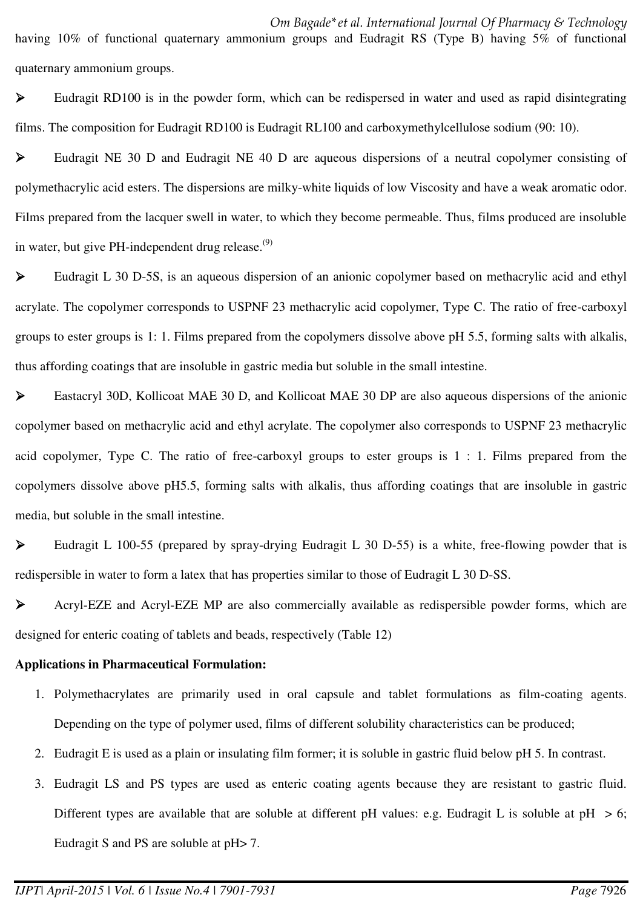having 10% of functional quaternary ammonium groups and Eudragit RS (Type B) having 5% of functional quaternary ammonium groups.

- Eudragit RD100 is in the powder form, which can be redispersed in water and used as rapid disintegrating films. The composition for Eudragit RD100 is Eudragit RL100 and carboxymethylcellulose sodium (90: 10).
- Eudragit NE 30 D and Eudragit NE 40 D are aqueous dispersions of a neutral copolymer consisting of polymethacrylic acid esters. The dispersions are milky-white liquids of low Viscosity and have a weak aromatic odor. Films prepared from the lacquer swell in water, to which they become permeable. Thus, films produced are insoluble in water, but give PH-independent drug release.[9]
- Eudragit L 30 D-5S, is an aqueous dispersion of an anionic copolymer based on methacrylic acid and ethyl acrylate. The copolymer corresponds to USPNF 23 methacrylic acid copolymer, Type C. The ratio of free-carboxyl groups to ester groups is 1: 1. Films prepared from the copolymers dissolve above pH 5.5, forming salts with alkalis, thus affording coatings that are insoluble in gastric media but soluble in the small intestine.
- Eastacryl 30D, Kollicoat MAE 30 D, and Kollicoat MAE 30 DP are also aqueous dispersions of the anionic copolymer based on methacrylic acid and ethyl acrylate. The copolymer also corresponds to USPNF 23 methacrylic acid copolymer, Type C. The ratio of free-carboxyl groups to ester groups is 1 : 1. Films prepared from the copolymers dissolve above pH5.5, forming salts with alkalis, thus affording coatings that are insoluble in gastric media, but soluble in the small intestine.
- Eudragit L 100-55 (prepared by spray-drying Eudragit L 30 D-55) is a white, free-flowing powder that is redispersible in water to form a latex that has properties similar to those of Eudragit L 30 D-SS.
- Acryl-EZE and Acryl-EZE MP are also commercially available as redispersible powder forms, which are designed for enteric coating of tablets and beads, respectively (Table 12)

**Applications in Pharmaceutical Formulation:**

1. Polymethacrylates are primarily used in oral capsule and tablet formulations as film-coating agents. Depending on the type of polymer used, films of different solubility characteristics can be produced;
2. Eudragit E is used as a plain or insulating film former; it is soluble in gastric fluid below pH 5. In contrast.
3. Eudragit LS and PS types are used as enteric coating agents because they are resistant to gastric fluid. Different types are available that are soluble at different pH values: e.g. Eudragit L is soluble at pH $> 6$; Eudragit S and PS are soluble at pH> 7.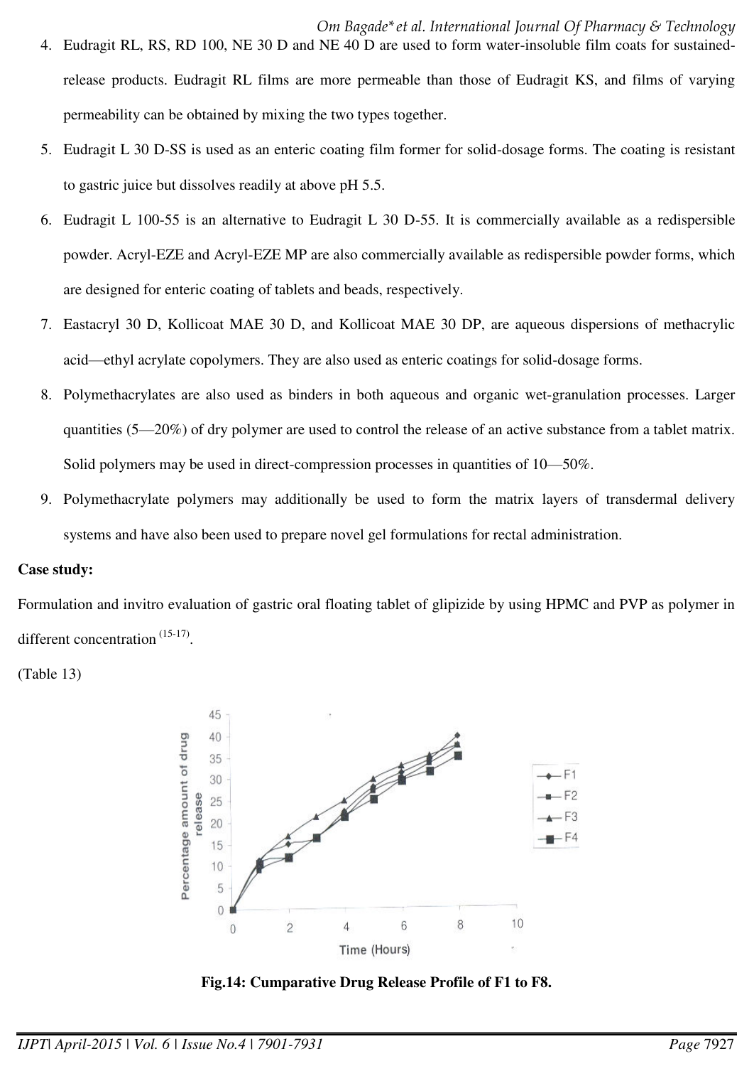4. Eudragit RL, RS, RD 100, NE 30 D and NE 40 D are used to form water-insoluble film coats for sustained-release products. Eudragit RL films are more permeable than those of Eudragit KS, and films of varying permeability can be obtained by mixing the two types together.
5. Eudragit L 30 D-SS is used as an enteric coating film former for solid-dosage forms. The coating is resistant to gastric juice but dissolves readily at above pH 5.5.
6. Eudragit L 100-55 is an alternative to Eudragit L 30 D-55. It is commercially available as a redispersible powder. Acryl-EZE and Acryl-EZE MP are also commercially available as redispersible powder forms, which are designed for enteric coating of tablets and beads, respectively.
7. Eastacryl 30 D, Kollicoat MAE 30 D, and Kollicoat MAE 30 DP, are aqueous dispersions of methacrylic acid—ethyl acrylate copolymers. They are also used as enteric coatings for solid-dosage forms.
8. Polymethacrylates are also used as binders in both aqueous and organic wet-granulation processes. Larger quantities (5—20%) of dry polymer are used to control the release of an active substance from a tablet matrix. Solid polymers may be used in direct-compression processes in quantities of 10—50%.
9. Polymethacrylate polymers may additionally be used to form the matrix layers of transdermal delivery systems and have also been used to prepare novel gel formulations for rectal administration.

**Case study:**

Formulation and invitro evaluation of gastric oral floating tablet of glipizide by using HPMC and PVP as polymer in different concentration [15-17].

(Table 13)

**Fig.14: Cumparative Drug Release Profile of F1 to F8.**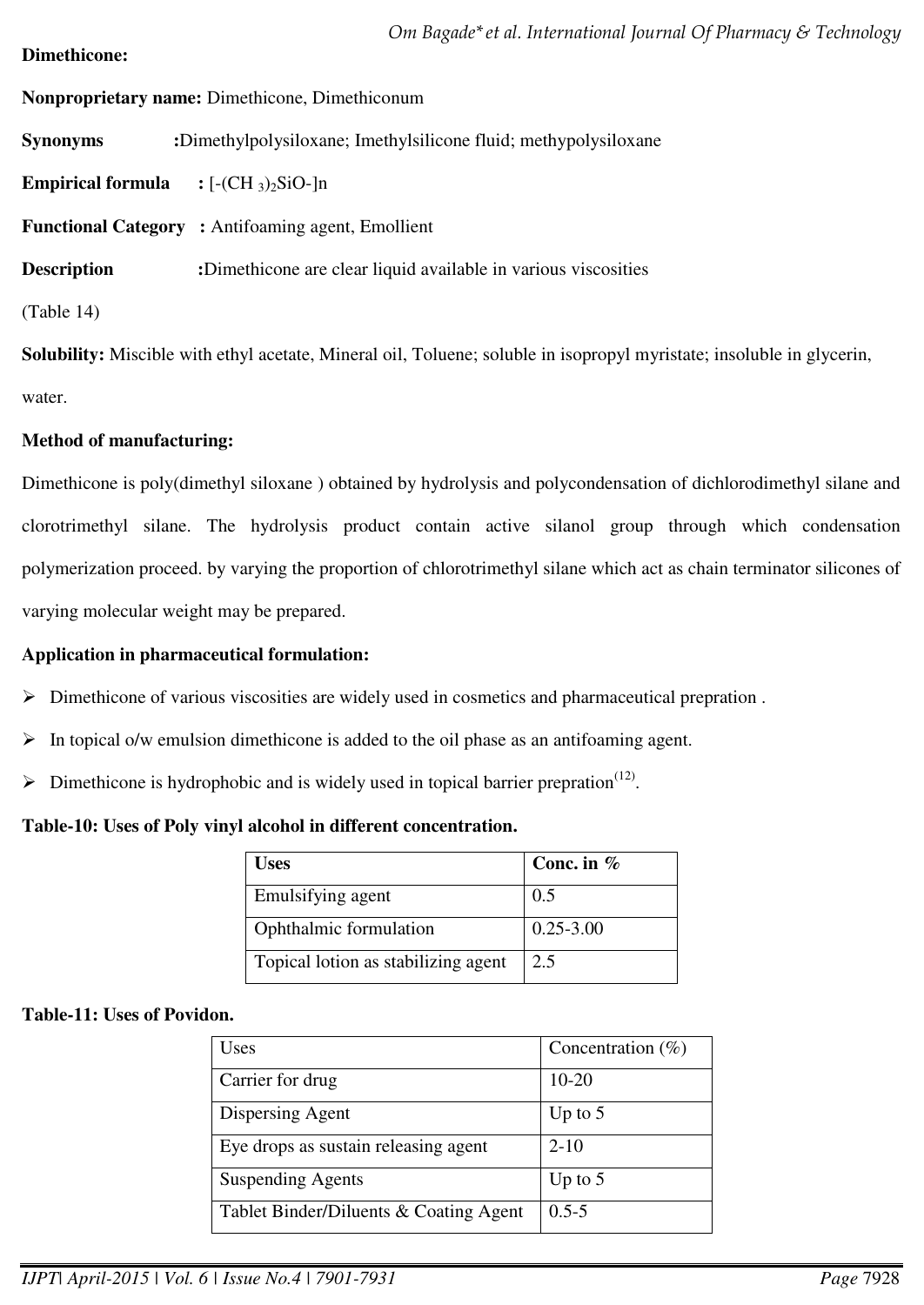**Dimethicone:**

**Nonproprietary name:** Dimethicone, Dimethiconum

**Synonyms** :Dimethylpolysiloxane; Imethylsilicone fluid; methypolysiloxane

**Empirical formula** : $[-(CH_3)_2SiO-]n$

**Functional Category** : Antifoaming agent, Emollient

**Description** :Dimethicone are clear liquid available in various viscosities

(Table 14)

**Solubility:** Miscible with ethyl acetate, Mineral oil, Toluene; soluble in isopropyl myristate; insoluble in glycerin, water.

**Method of manufacturing:**

Dimethicone is poly(dimethyl siloxane ) obtained by hydrolysis and polycondensation of dichlorodimethyl silane and clorotrimethyl silane. The hydrolysis product contain active silanol group through which condensation polymerization proceed. by varying the proportion of chlorotrimethyl silane which act as chain terminator silicones of varying molecular weight may be prepared.

**Application in pharmaceutical formulation:**

- Dimethicone of various viscosities are widely used in cosmetics and pharmaceutical prepration .
- In topical o/w emulsion dimethicone is added to the oil phase as an antifoaming agent.
- Dimethicone is hydrophobic and is widely used in topical barrier prepration[12].

**Table-10: Uses of Poly vinyl alcohol in different concentration.**

| Uses | Conc. in % |
|---|---|
| Emulsifying agent | 0.5 |
| Ophthalmic formulation | 0.25-3.00 |
| Topical lotion as stabilizing agent | 2.5 |

**Table-11: Uses of Povidon.**

| Uses | Concentration (%) |
|---|---|
| Carrier for drug | 10-20 |
| Dispersing Agent | Up to 5 |
| Eye drops as sustain releasing agent | 2-10 |
| Suspending Agents | Up to 5 |
| Tablet Binder/Diluents & Coating Agent | 0.5-5 |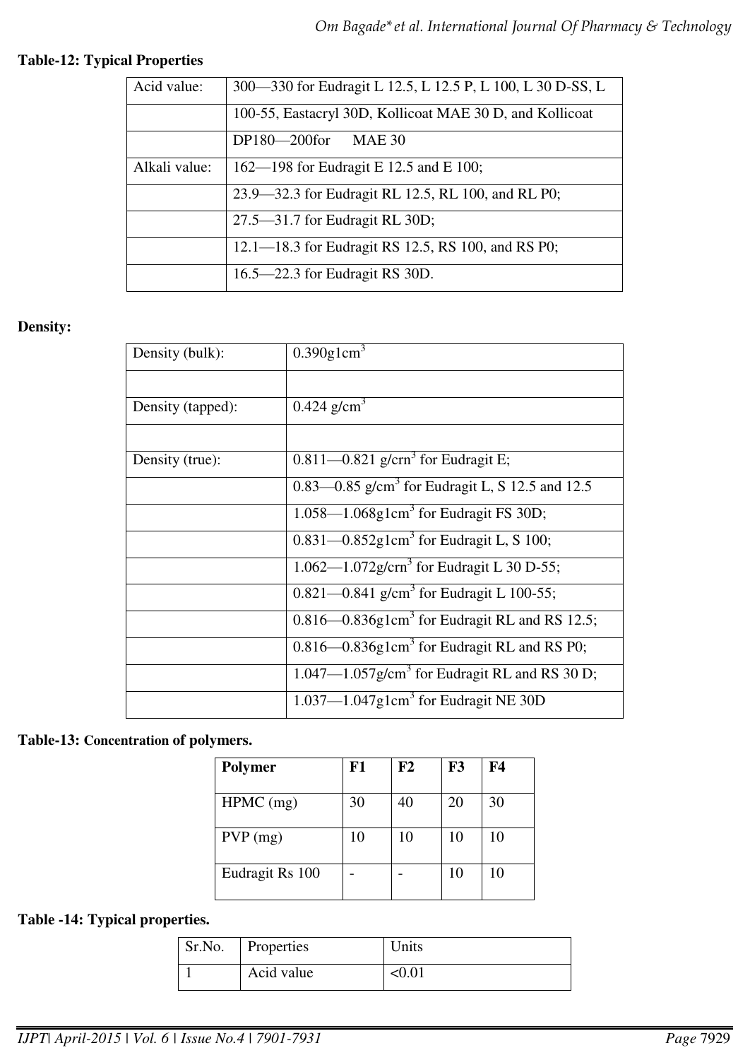**Table-12: Typical Properties**

| | |
|---|---|
| Acid value: | 300—330 for Eudragit L 12.5, L 12.5 P, L 100, L 30 D-SS, L |
| | 100-55, Eastacryl 30D, Kollicoat MAE 30 D, and Kollicoat |
| | DP180—200for MAE 30 |
| Alkali value: | 162—198 for Eudragit E 12.5 and E 100; |
| | 23.9—32.3 for Eudragit RL 12.5, RL 100, and RL P0; |
| | 27.5—31.7 for Eudragit RL 30D; |
| | 12.1—18.3 for Eudragit RS 12.5, RS 100, and RS P0; |
| | 16.5—22.3 for Eudragit RS 30D. |

**Density:**

| | |
|---|---|
| Density (bulk): | 0.390g1cm$^3$ |
| | |
| Density (tapped): | 0.424 g/cm$^3$ |
| | |
| Density (true): | 0.811—0.821 g/crn$^3$ for Eudragit E; |
| | 0.83—0.85 g/cm$^3$ for Eudragit L, S 12.5 and 12.5 |
| | 1.058—1.068g1cm$^3$ for Eudragit FS 30D; |
| | 0.831—0.852g1cm$^3$ for Eudragit L, S 100; |
| | 1.062—1.072g/crn$^3$ for Eudragit L 30 D-55; |
| | 0.821—0.841 g/cm$^3$ for Eudragit L 100-55; |
| | 0.816—0.836g1cm$^3$ for Eudragit RL and RS 12.5; |
| | 0.816—0.836g1cm$^3$ for Eudragit RL and RS P0; |
| | 1.047—1.057g/cm$^3$ for Eudragit RL and RS 30 D; |
| | 1.037—1.047g1cm$^3$ for Eudragit NE 30D |

**Table-13: Concentration of polymers.**

| Polymer | F1 | F2 | F3 | F4 |
|---|---|---|---|---|
| HPMC (mg) | 30 | 40 | 20 | 30 |
| PVP (mg) | 10 | 10 | 10 | 10 |
| Eudragit Rs 100 | - | - | 10 | 10 |

**Table -14: Typical properties.**

| Sr.No. | Properties | Units |
|---|---|---|
| 1 | Acid value | <0.01 |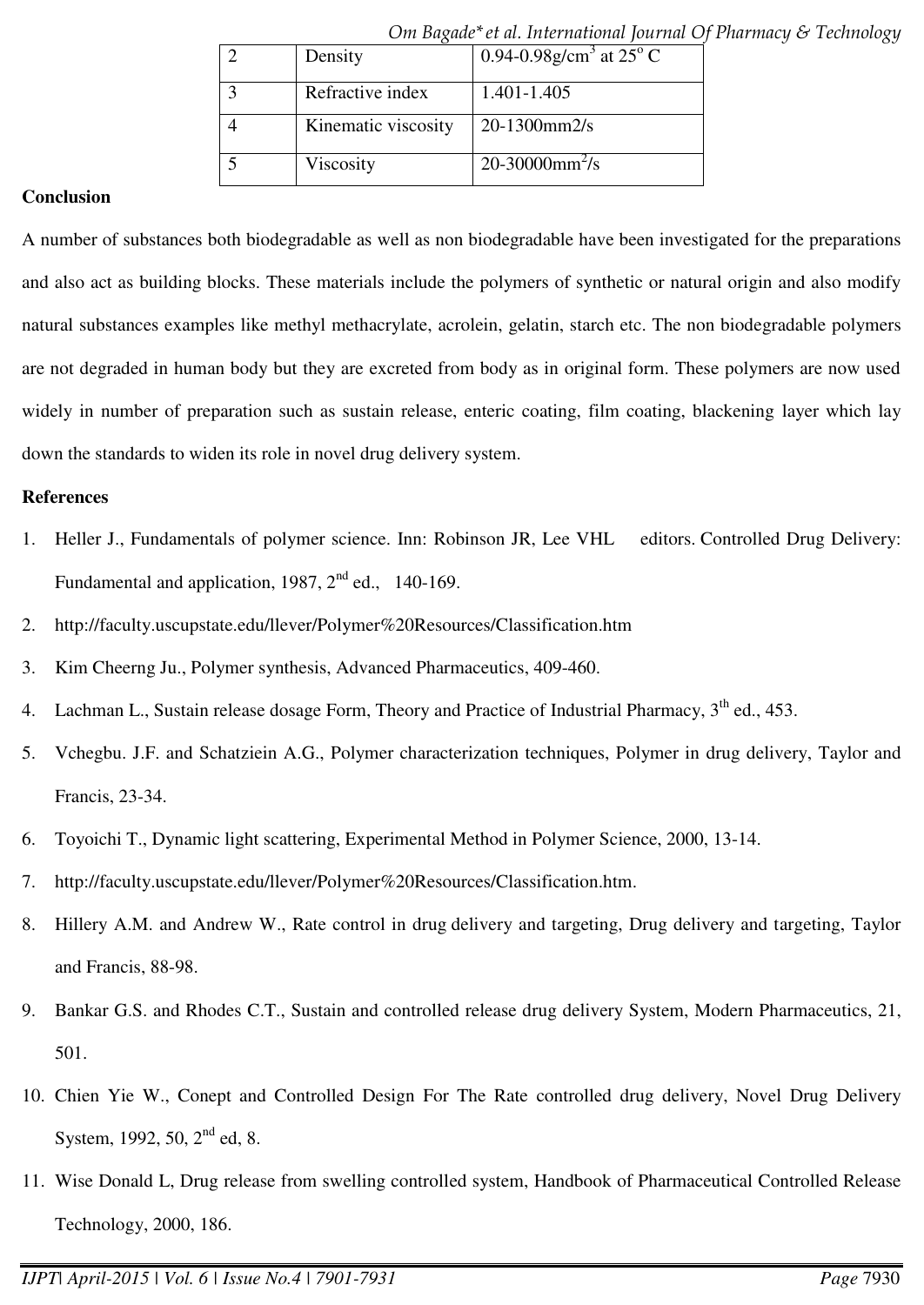| 2 | Density | 0.94-0.98g/cm$^3$ at 25$^o$ C |
|---|---|---|
| 3 | Refractive index | 1.401-1.405 |
| 4 | Kinematic viscosity | 20-1300mm2/s |
| 5 | Viscosity | 20-30000mm$^2$/s |

**Conclusion**

A number of substances both biodegradable as well as non biodegradable have been investigated for the preparations and also act as building blocks. These materials include the polymers of synthetic or natural origin and also modify natural substances examples like methyl methacrylate, acrolein, gelatin, starch etc. The non biodegradable polymers are not degraded in human body but they are excreted from body as in original form. These polymers are now used widely in number of preparation such as sustain release, enteric coating, film coating, blackening layer which lay down the standards to widen its role in novel drug delivery system.

**References**

1. Heller J., Fundamentals of polymer science. Inn: Robinson JR, Lee VHL editors. Controlled Drug Delivery: Fundamental and application, 1987, 2$^{nd}$ ed., 140-169.
2. http://faculty.uscupstate.edu/llever/Polymer%20Resources/Classification.htm
3. Kim Cheerng Ju., Polymer synthesis, Advanced Pharmaceutics, 409-460.
4. Lachman L., Sustain release dosage Form, Theory and Practice of Industrial Pharmacy, 3$^{th}$ ed., 453.
5. Vchegbu. J.F. and Schatziein A.G., Polymer characterization techniques, Polymer in drug delivery, Taylor and Francis, 23-34.
6. Toyoichi T., Dynamic light scattering, Experimental Method in Polymer Science, 2000, 13-14.
7. http://faculty.uscupstate.edu/llever/Polymer%20Resources/Classification.htm.
8. Hillery A.M. and Andrew W., Rate control in drug delivery and targeting, Drug delivery and targeting, Taylor and Francis, 88-98.
9. Bankar G.S. and Rhodes C.T., Sustain and controlled release drug delivery System, Modern Pharmaceutics, 21, 501.
10. Chien Yie W., Conept and Controlled Design For The Rate controlled drug delivery, Novel Drug Delivery System, 1992, 50, 2$^{nd}$ ed, 8.
11. Wise Donald L, Drug release from swelling controlled system, Handbook of Pharmaceutical Controlled Release Technology, 2000, 186.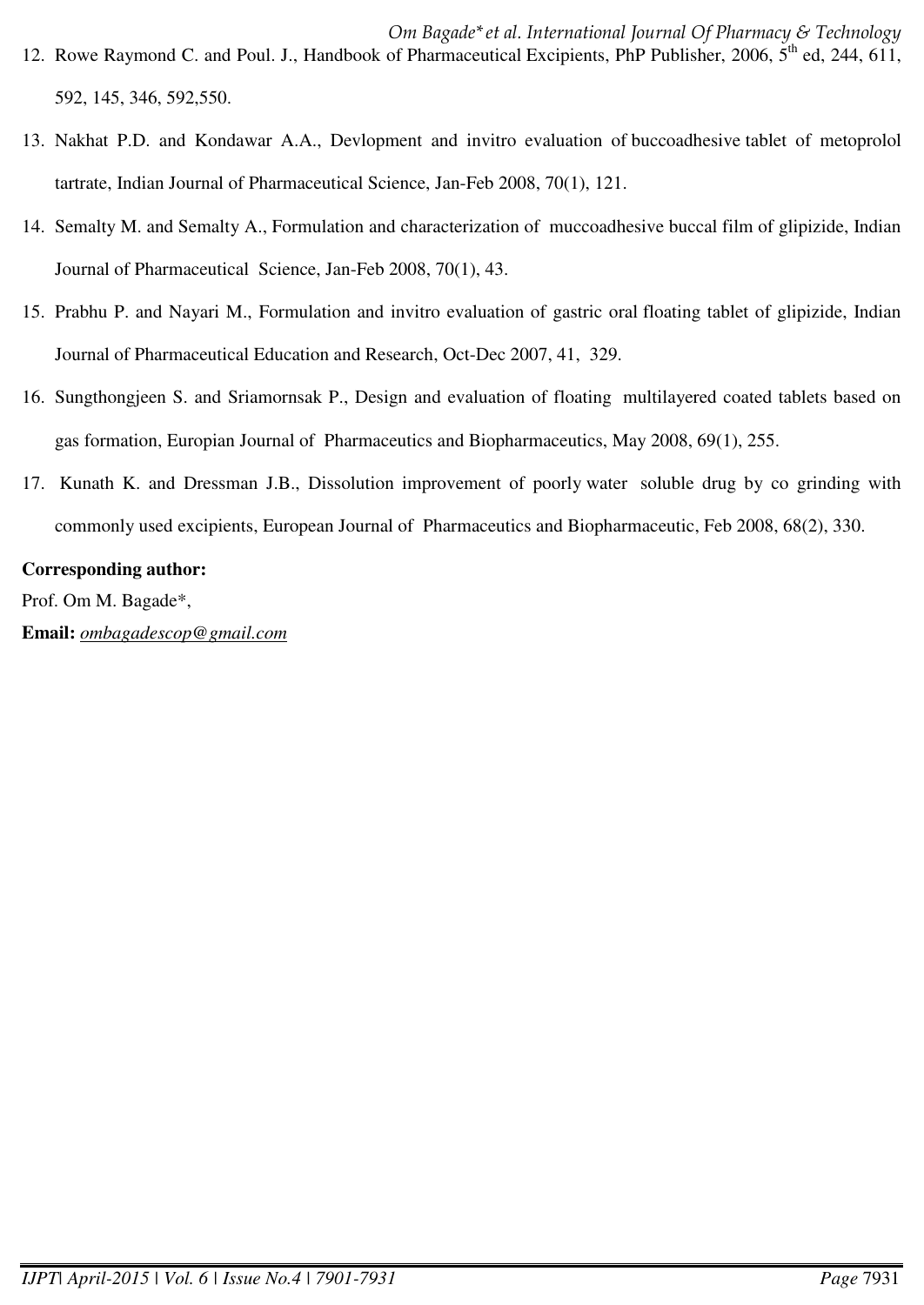12. Rowe Raymond C. and Poul. J., Handbook of Pharmaceutical Excipients, PhP Publisher, 2006, 5$^{th}$ ed, 244, 611, 592, 145, 346, 592,550.
13. Nakhat P.D. and Kondawar A.A., Devlopment and invitro evaluation of buccoadhesive tablet of metoprolol tartrate, Indian Journal of Pharmaceutical Science, Jan-Feb 2008, 70(1), 121.
14. Semalty M. and Semalty A., Formulation and characterization of muccoadhesive buccal film of glipizide, Indian Journal of Pharmaceutical Science, Jan-Feb 2008, 70(1), 43.
15. Prabhu P. and Nayari M., Formulation and invitro evaluation of gastric oral floating tablet of glipizide, Indian Journal of Pharmaceutical Education and Research, Oct-Dec 2007, 41, 329.
16. Sungthongjeen S. and Sriamornsak P., Design and evaluation of floating multilayered coated tablets based on gas formation, Europian Journal of Pharmaceutics and Biopharmaceutics, May 2008, 69(1), 255.
17. Kunath K. and Dressman J.B., Dissolution improvement of poorly water soluble drug by co grinding with commonly used excipients, European Journal of Pharmaceutics and Biopharmaceutic, Feb 2008, 68(2), 330.

**Corresponding author:**

Prof. Om M. Bagade*,

**Email:** ombagadescop@gmail.com